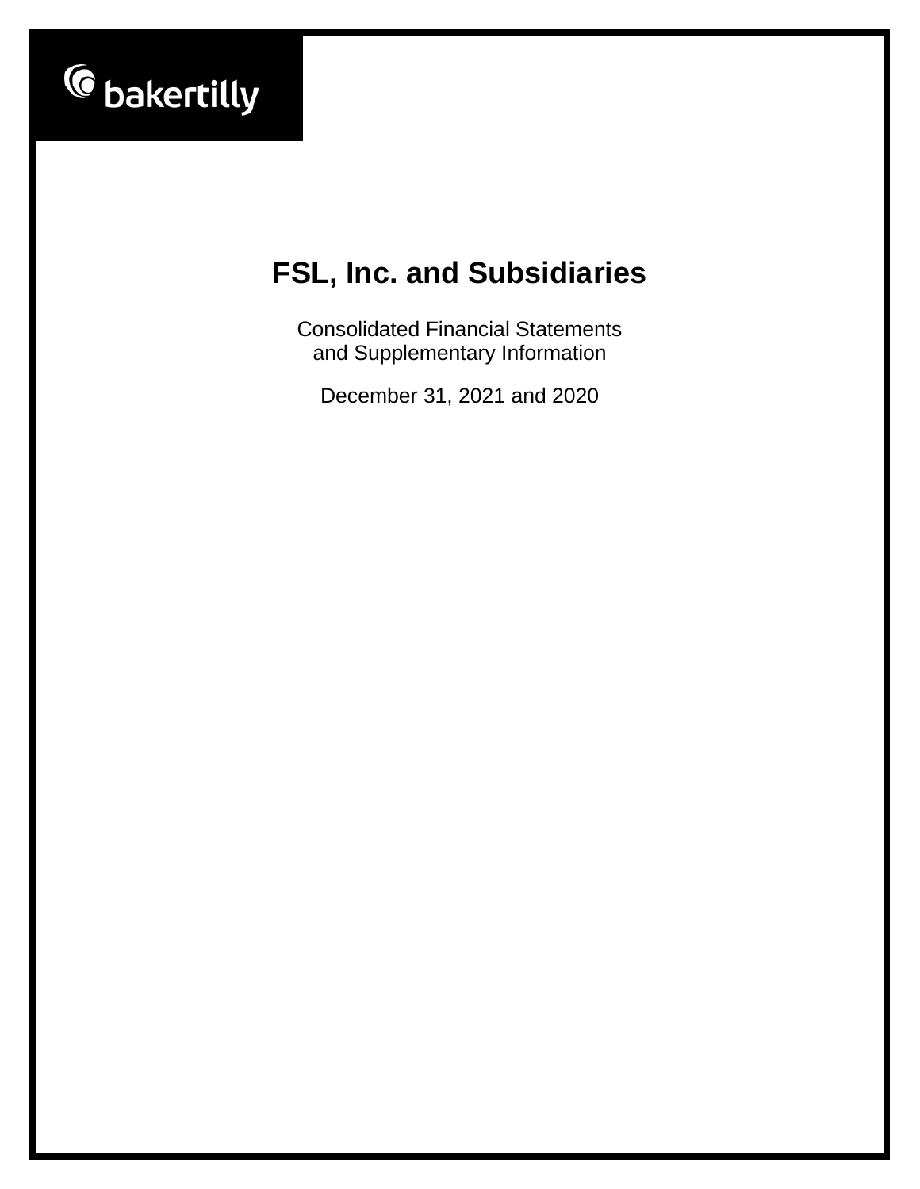bakertilly

# FSL, Inc. and Subsidiaries

Consolidated Financial Statements
and Supplementary Information

December 31, 2021 and 2020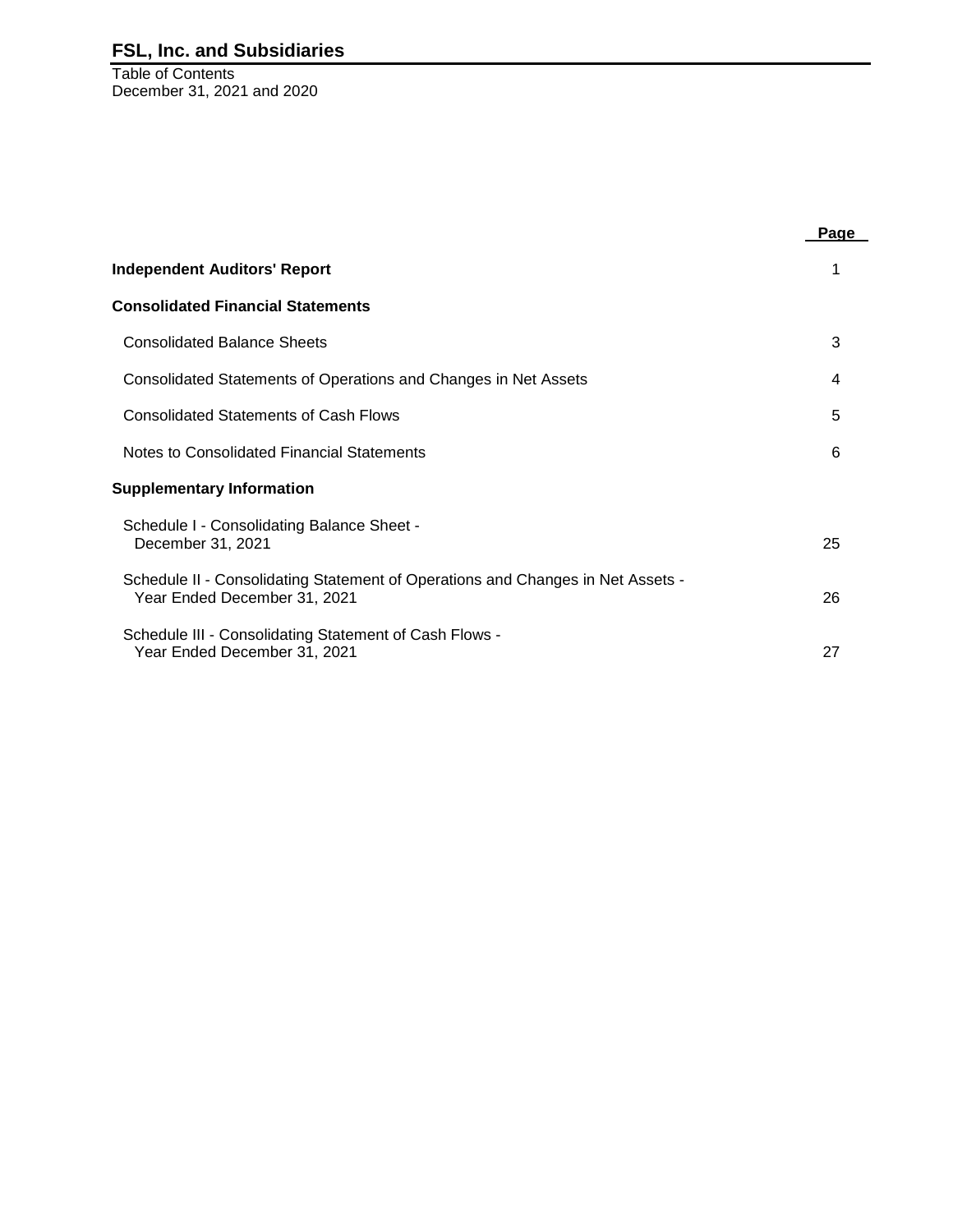# FSL, Inc. and Subsidiaries

Table of Contents
December 31, 2021 and 2020

| | Page |
|---|---|
| **Independent Auditors' Report** | 1 |
| **Consolidated Financial Statements** | |
| Consolidated Balance Sheets | 3 |
| Consolidated Statements of Operations and Changes in Net Assets | 4 |
| Consolidated Statements of Cash Flows | 5 |
| Notes to Consolidated Financial Statements | 6 |
| **Supplementary Information** | |
| Schedule I - Consolidating Balance Sheet - December 31, 2021 | 25 |
| Schedule II - Consolidating Statement of Operations and Changes in Net Assets - Year Ended December 31, 2021 | 26 |
| Schedule III - Consolidating Statement of Cash Flows - Year Ended December 31, 2021 | 27 |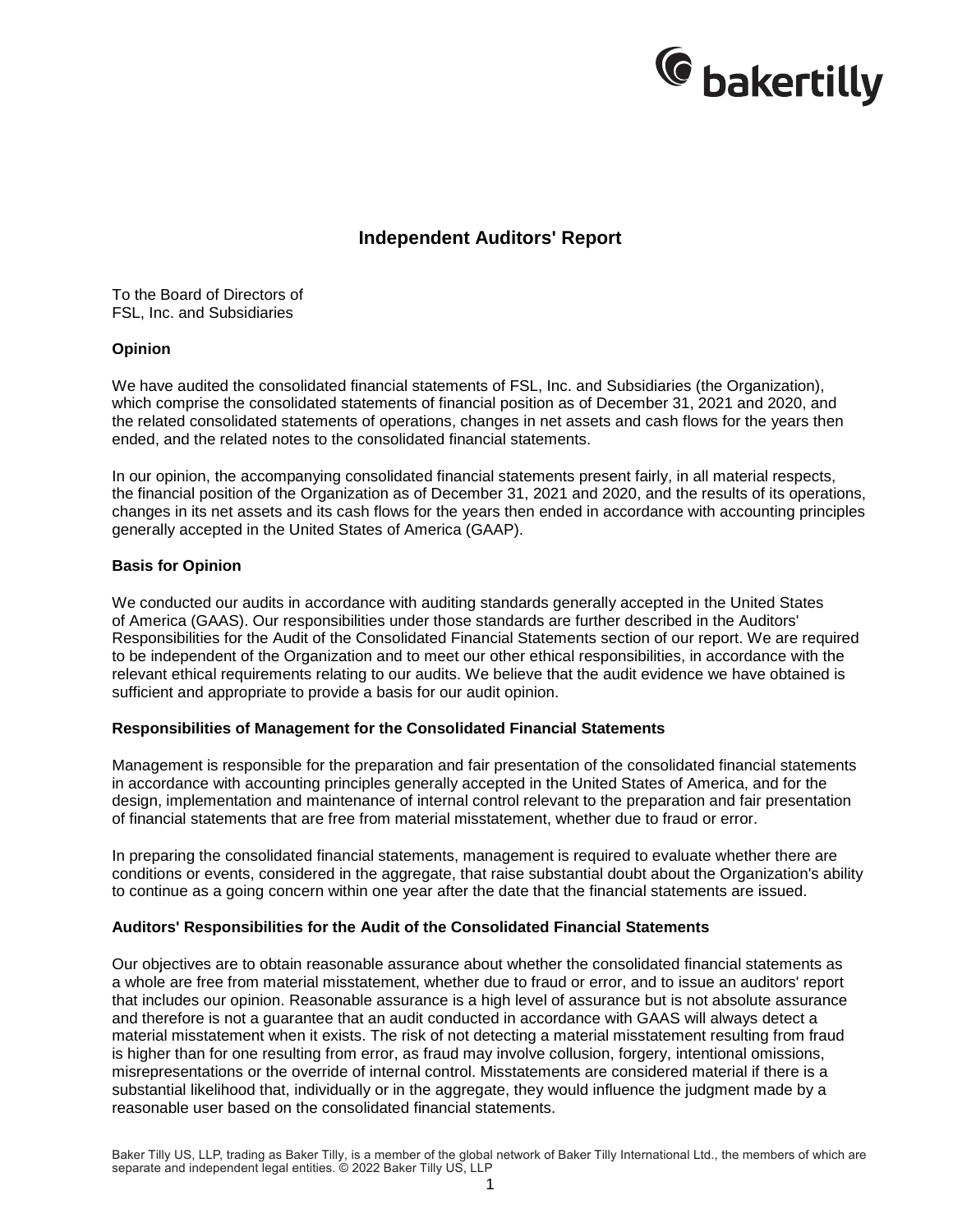# Independent Auditors' Report

To the Board of Directors of
FSL, Inc. and Subsidiaries

**Opinion**

We have audited the consolidated financial statements of FSL, Inc. and Subsidiaries (the Organization), which comprise the consolidated statements of financial position as of December 31, 2021 and 2020, and the related consolidated statements of operations, changes in net assets and cash flows for the years then ended, and the related notes to the consolidated financial statements.

In our opinion, the accompanying consolidated financial statements present fairly, in all material respects, the financial position of the Organization as of December 31, 2021 and 2020, and the results of its operations, changes in its net assets and its cash flows for the years then ended in accordance with accounting principles generally accepted in the United States of America (GAAP).

**Basis for Opinion**

We conducted our audits in accordance with auditing standards generally accepted in the United States of America (GAAS). Our responsibilities under those standards are further described in the Auditors' Responsibilities for the Audit of the Consolidated Financial Statements section of our report. We are required to be independent of the Organization and to meet our other ethical responsibilities, in accordance with the relevant ethical requirements relating to our audits. We believe that the audit evidence we have obtained is sufficient and appropriate to provide a basis for our audit opinion.

**Responsibilities of Management for the Consolidated Financial Statements**

Management is responsible for the preparation and fair presentation of the consolidated financial statements in accordance with accounting principles generally accepted in the United States of America, and for the design, implementation and maintenance of internal control relevant to the preparation and fair presentation of financial statements that are free from material misstatement, whether due to fraud or error.

In preparing the consolidated financial statements, management is required to evaluate whether there are conditions or events, considered in the aggregate, that raise substantial doubt about the Organization's ability to continue as a going concern within one year after the date that the financial statements are issued.

**Auditors' Responsibilities for the Audit of the Consolidated Financial Statements**

Our objectives are to obtain reasonable assurance about whether the consolidated financial statements as a whole are free from material misstatement, whether due to fraud or error, and to issue an auditors' report that includes our opinion. Reasonable assurance is a high level of assurance but is not absolute assurance and therefore is not a guarantee that an audit conducted in accordance with GAAS will always detect a material misstatement when it exists. The risk of not detecting a material misstatement resulting from fraud is higher than for one resulting from error, as fraud may involve collusion, forgery, intentional omissions, misrepresentations or the override of internal control. Misstatements are considered material if there is a substantial likelihood that, individually or in the aggregate, they would influence the judgment made by a reasonable user based on the consolidated financial statements.

Baker Tilly US, LLP, trading as Baker Tilly, is a member of the global network of Baker Tilly International Ltd., the members of which are separate and independent legal entities. © 2022 Baker Tilly US, LLP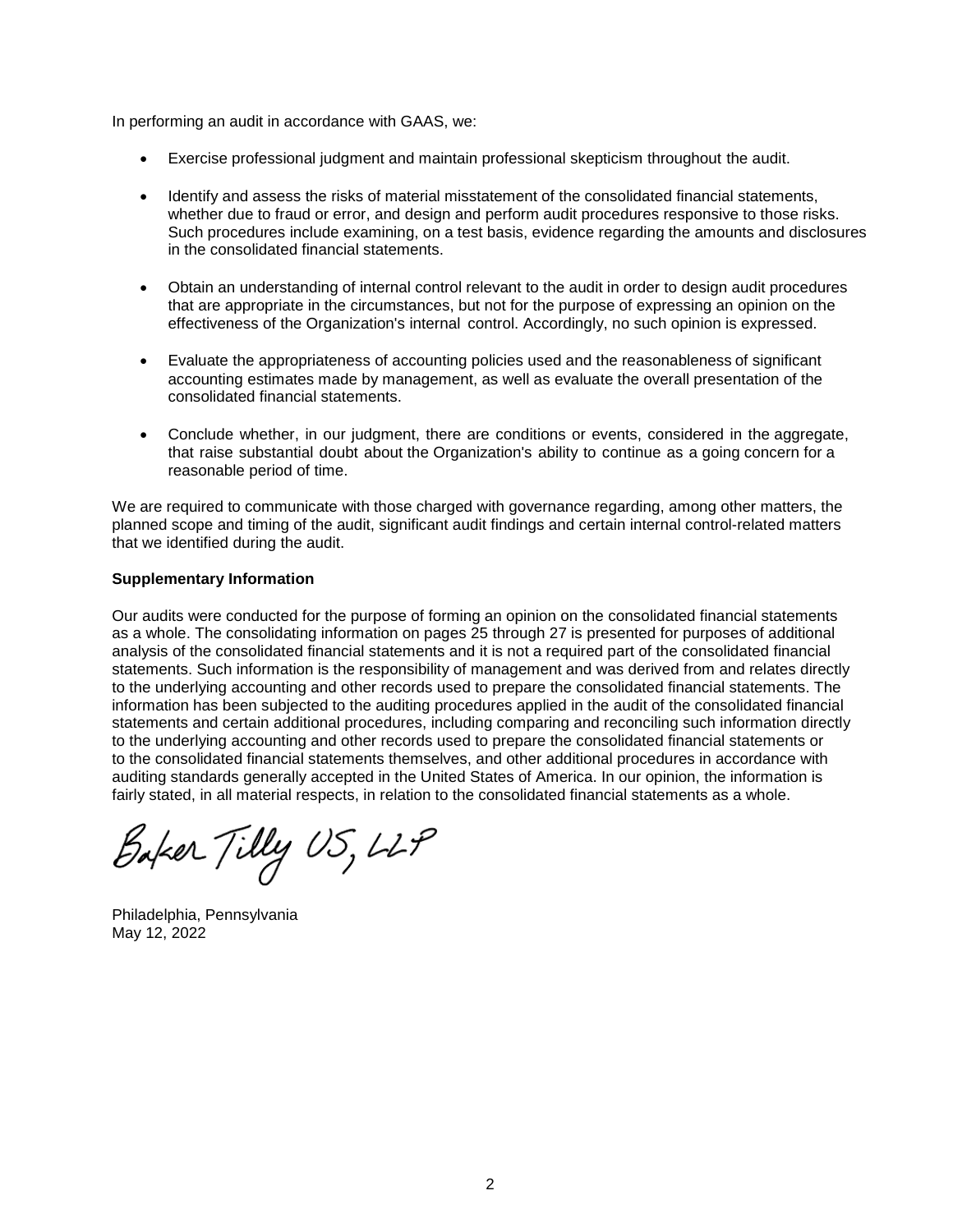In performing an audit in accordance with GAAS, we:

- Exercise professional judgment and maintain professional skepticism throughout the audit.

- Identify and assess the risks of material misstatement of the consolidated financial statements, whether due to fraud or error, and design and perform audit procedures responsive to those risks. Such procedures include examining, on a test basis, evidence regarding the amounts and disclosures in the consolidated financial statements.

- Obtain an understanding of internal control relevant to the audit in order to design audit procedures that are appropriate in the circumstances, but not for the purpose of expressing an opinion on the effectiveness of the Organization's internal control. Accordingly, no such opinion is expressed.

- Evaluate the appropriateness of accounting policies used and the reasonableness of significant accounting estimates made by management, as well as evaluate the overall presentation of the consolidated financial statements.

- Conclude whether, in our judgment, there are conditions or events, considered in the aggregate, that raise substantial doubt about the Organization's ability to continue as a going concern for a reasonable period of time.

We are required to communicate with those charged with governance regarding, among other matters, the planned scope and timing of the audit, significant audit findings and certain internal control-related matters that we identified during the audit.

**Supplementary Information**

Our audits were conducted for the purpose of forming an opinion on the consolidated financial statements as a whole. The consolidating information on pages 25 through 27 is presented for purposes of additional analysis of the consolidated financial statements and it is not a required part of the consolidated financial statements. Such information is the responsibility of management and was derived from and relates directly to the underlying accounting and other records used to prepare the consolidated financial statements. The information has been subjected to the auditing procedures applied in the audit of the consolidated financial statements and certain additional procedures, including comparing and reconciling such information directly to the underlying accounting and other records used to prepare the consolidated financial statements or to the consolidated financial statements themselves, and other additional procedures in accordance with auditing standards generally accepted in the United States of America. In our opinion, the information is fairly stated, in all material respects, in relation to the consolidated financial statements as a whole.

Baker Tilly US, LLP

Philadelphia, Pennsylvania
May 12, 2022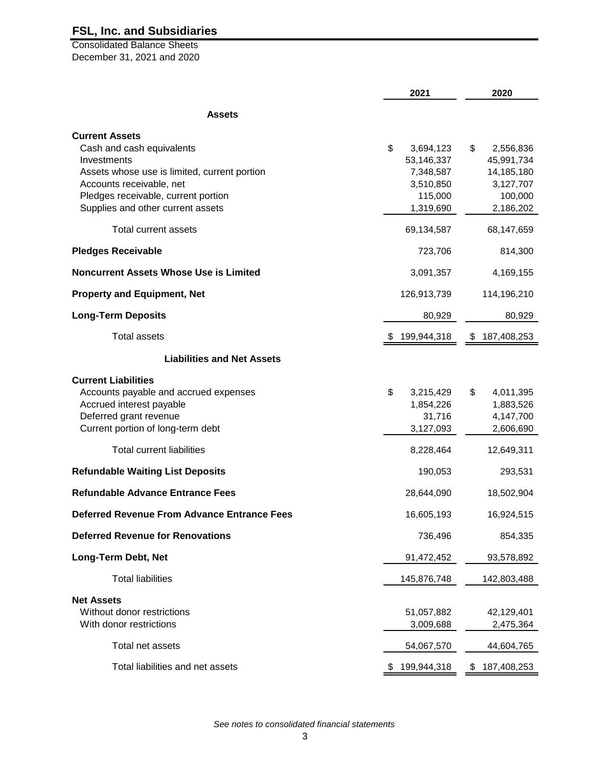# FSL, Inc. and Subsidiaries

Consolidated Balance Sheets
December 31, 2021 and 2020

| | 2021 | 2020 |
|---|---|---|
| **Assets** | | |
| **Current Assets** | | |
| Cash and cash equivalents | $ 3,694,123 | $ 2,556,836 |
| Investments | 53,146,337 | 45,991,734 |
| Assets whose use is limited, current portion | 7,348,587 | 14,185,180 |
| Accounts receivable, net | 3,510,850 | 3,127,707 |
| Pledges receivable, current portion | 115,000 | 100,000 |
| Supplies and other current assets | 1,319,690 | 2,186,202 |
| Total current assets | 69,134,587 | 68,147,659 |
| **Pledges Receivable** | 723,706 | 814,300 |
| **Noncurrent Assets Whose Use is Limited** | 3,091,357 | 4,169,155 |
| **Property and Equipment, Net** | 126,913,739 | 114,196,210 |
| **Long-Term Deposits** | 80,929 | 80,929 |
| Total assets | $ 199,944,318 | $ 187,408,253 |
| **Liabilities and Net Assets** | | |
| **Current Liabilities** | | |
| Accounts payable and accrued expenses | $ 3,215,429 | $ 4,011,395 |
| Accrued interest payable | 1,854,226 | 1,883,526 |
| Deferred grant revenue | 31,716 | 4,147,700 |
| Current portion of long-term debt | 3,127,093 | 2,606,690 |
| Total current liabilities | 8,228,464 | 12,649,311 |
| **Refundable Waiting List Deposits** | 190,053 | 293,531 |
| **Refundable Advance Entrance Fees** | 28,644,090 | 18,502,904 |
| **Deferred Revenue From Advance Entrance Fees** | 16,605,193 | 16,924,515 |
| **Deferred Revenue for Renovations** | 736,496 | 854,335 |
| **Long-Term Debt, Net** | 91,472,452 | 93,578,892 |
| Total liabilities | 145,876,748 | 142,803,488 |
| **Net Assets** | | |
| Without donor restrictions | 51,057,882 | 42,129,401 |
| With donor restrictions | 3,009,688 | 2,475,364 |
| Total net assets | 54,067,570 | 44,604,765 |
| Total liabilities and net assets | $ 199,944,318 | $ 187,408,253 |

*See notes to consolidated financial statements*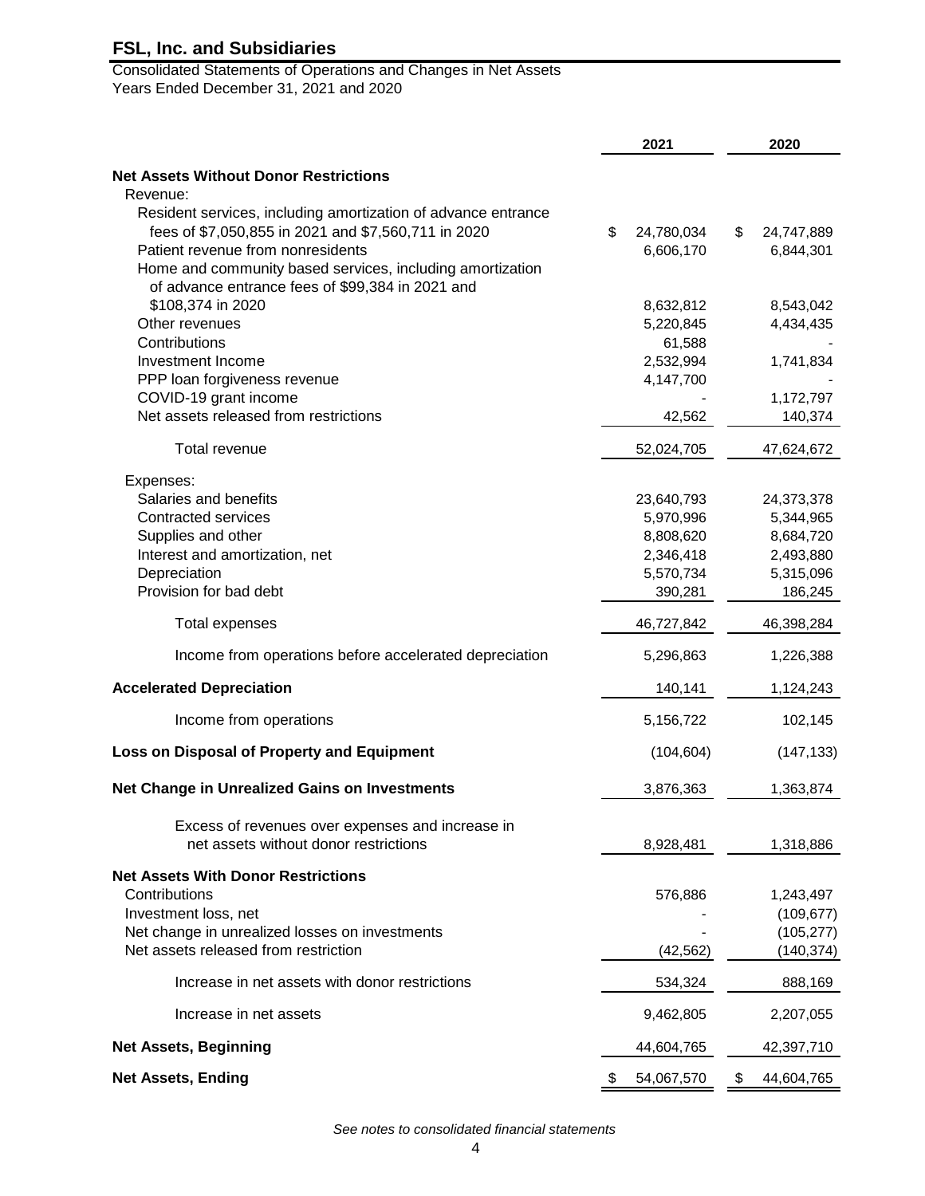# FSL, Inc. and Subsidiaries

Consolidated Statements of Operations and Changes in Net Assets
Years Ended December 31, 2021 and 2020

| | 2021 | 2020 |
|---|---|---|
| **Net Assets Without Donor Restrictions** | | |
| Revenue: | | |
| Resident services, including amortization of advance entrance fees of $7,050,855 in 2021 and $7,560,711 in 2020 | $ 24,780,034 | $ 24,747,889 |
| Patient revenue from nonresidents | 6,606,170 | 6,844,301 |
| Home and community based services, including amortization of advance entrance fees of $99,384 in 2021 and $108,374 in 2020 | 8,632,812 | 8,543,042 |
| Other revenues | 5,220,845 | 4,434,435 |
| Contributions | 61,588 | - |
| Investment Income | 2,532,994 | 1,741,834 |
| PPP loan forgiveness revenue | 4,147,700 | - |
| COVID-19 grant income | - | 1,172,797 |
| Net assets released from restrictions | 42,562 | 140,374 |
| Total revenue | 52,024,705 | 47,624,672 |
| Expenses: | | |
| Salaries and benefits | 23,640,793 | 24,373,378 |
| Contracted services | 5,970,996 | 5,344,965 |
| Supplies and other | 8,808,620 | 8,684,720 |
| Interest and amortization, net | 2,346,418 | 2,493,880 |
| Depreciation | 5,570,734 | 5,315,096 |
| Provision for bad debt | 390,281 | 186,245 |
| Total expenses | 46,727,842 | 46,398,284 |
| Income from operations before accelerated depreciation | 5,296,863 | 1,226,388 |
| **Accelerated Depreciation** | 140,141 | 1,124,243 |
| Income from operations | 5,156,722 | 102,145 |
| **Loss on Disposal of Property and Equipment** | (104,604) | (147,133) |
| **Net Change in Unrealized Gains on Investments** | 3,876,363 | 1,363,874 |
| Excess of revenues over expenses and increase in net assets without donor restrictions | 8,928,481 | 1,318,886 |
| **Net Assets With Donor Restrictions** | | |
| Contributions | 576,886 | 1,243,497 |
| Investment loss, net | - | (109,677) |
| Net change in unrealized losses on investments | - | (105,277) |
| Net assets released from restriction | (42,562) | (140,374) |
| Increase in net assets with donor restrictions | 534,324 | 888,169 |
| Increase in net assets | 9,462,805 | 2,207,055 |
| **Net Assets, Beginning** | 44,604,765 | 42,397,710 |
| **Net Assets, Ending** | $ 54,067,570 | $ 44,604,765 |

*See notes to consolidated financial statements*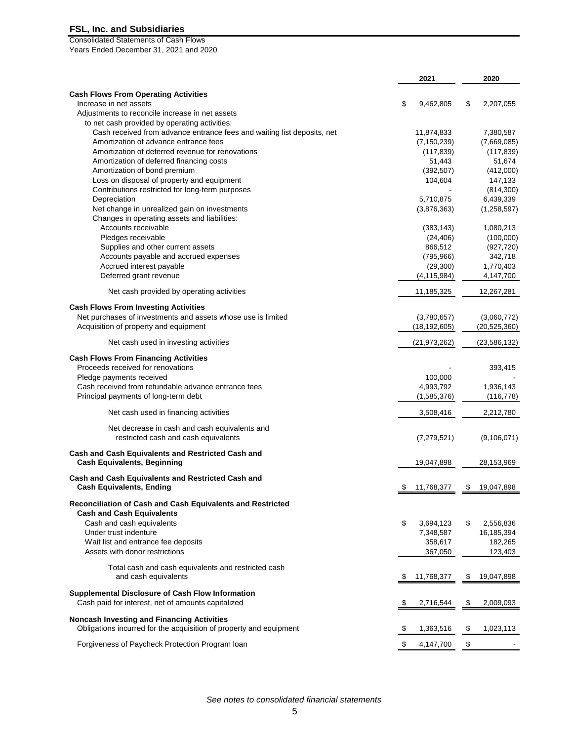# FSL, Inc. and Subsidiaries

Consolidated Statements of Cash Flows
Years Ended December 31, 2021 and 2020

| | 2021 | 2020 |
|---|---|---|
| **Cash Flows From Operating Activities** | | |
| Increase in net assets | $ 9,462,805 | $ 2,207,055 |
| Adjustments to reconcile increase in net assets to net cash provided by operating activities: | | |
| Cash received from advance entrance fees and waiting list deposits, net | 11,874,833 | 7,380,587 |
| Amortization of advance entrance fees | (7,150,239) | (7,669,085) |
| Amortization of deferred revenue for renovations | (117,839) | (117,839) |
| Amortization of deferred financing costs | 51,443 | 51,674 |
| Amortization of bond premium | (392,507) | (412,000) |
| Loss on disposal of property and equipment | 104,604 | 147,133 |
| Contributions restricted for long-term purposes | - | (814,300) |
| Depreciation | 5,710,875 | 6,439,339 |
| Net change in unrealized gain on investments | (3,876,363) | (1,258,597) |
| Changes in operating assets and liabilities: | | |
| Accounts receivable | (383,143) | 1,080,213 |
| Pledges receivable | (24,406) | (100,000) |
| Supplies and other current assets | 866,512 | (927,720) |
| Accounts payable and accrued expenses | (795,966) | 342,718 |
| Accrued interest payable | (29,300) | 1,770,403 |
| Deferred grant revenue | (4,115,984) | 4,147,700 |
| Net cash provided by operating activities | 11,185,325 | 12,267,281 |
| **Cash Flows From Investing Activities** | | |
| Net purchases of investments and assets whose use is limited | (3,780,657) | (3,060,772) |
| Acquisition of property and equipment | (18,192,605) | (20,525,360) |
| Net cash used in investing activities | (21,973,262) | (23,586,132) |
| **Cash Flows From Financing Activities** | | |
| Proceeds received for renovations | - | 393,415 |
| Pledge payments received | 100,000 | - |
| Cash received from refundable advance entrance fees | 4,993,792 | 1,936,143 |
| Principal payments of long-term debt | (1,585,376) | (116,778) |
| Net cash used in financing activities | 3,508,416 | 2,212,780 |
| Net decrease in cash and cash equivalents and restricted cash and cash equivalents | (7,279,521) | (9,106,071) |
| **Cash and Cash Equivalents and Restricted Cash and Cash Equivalents, Beginning** | 19,047,898 | 28,153,969 |
| **Cash and Cash Equivalents and Restricted Cash and Cash Equivalents, Ending** | $ 11,768,377 | $ 19,047,898 |
| **Reconciliation of Cash and Cash Equivalents and Restricted Cash and Cash Equivalents** | | |
| Cash and cash equivalents | $ 3,694,123 | $ 2,556,836 |
| Under trust indenture | 7,348,587 | 16,185,394 |
| Wait list and entrance fee deposits | 358,617 | 182,265 |
| Assets with donor restrictions | 367,050 | 123,403 |
| Total cash and cash equivalents and restricted cash and cash equivalents | $ 11,768,377 | $ 19,047,898 |
| **Supplemental Disclosure of Cash Flow Information** | | |
| Cash paid for interest, net of amounts capitalized | $ 2,716,544 | $ 2,009,093 |
| **Noncash Investing and Financing Activities** | | |
| Obligations incurred for the acquisition of property and equipment | $ 1,363,516 | $ 1,023,113 |
| Forgiveness of Paycheck Protection Program loan | $ 4,147,700 | $ - |

*See notes to consolidated financial statements*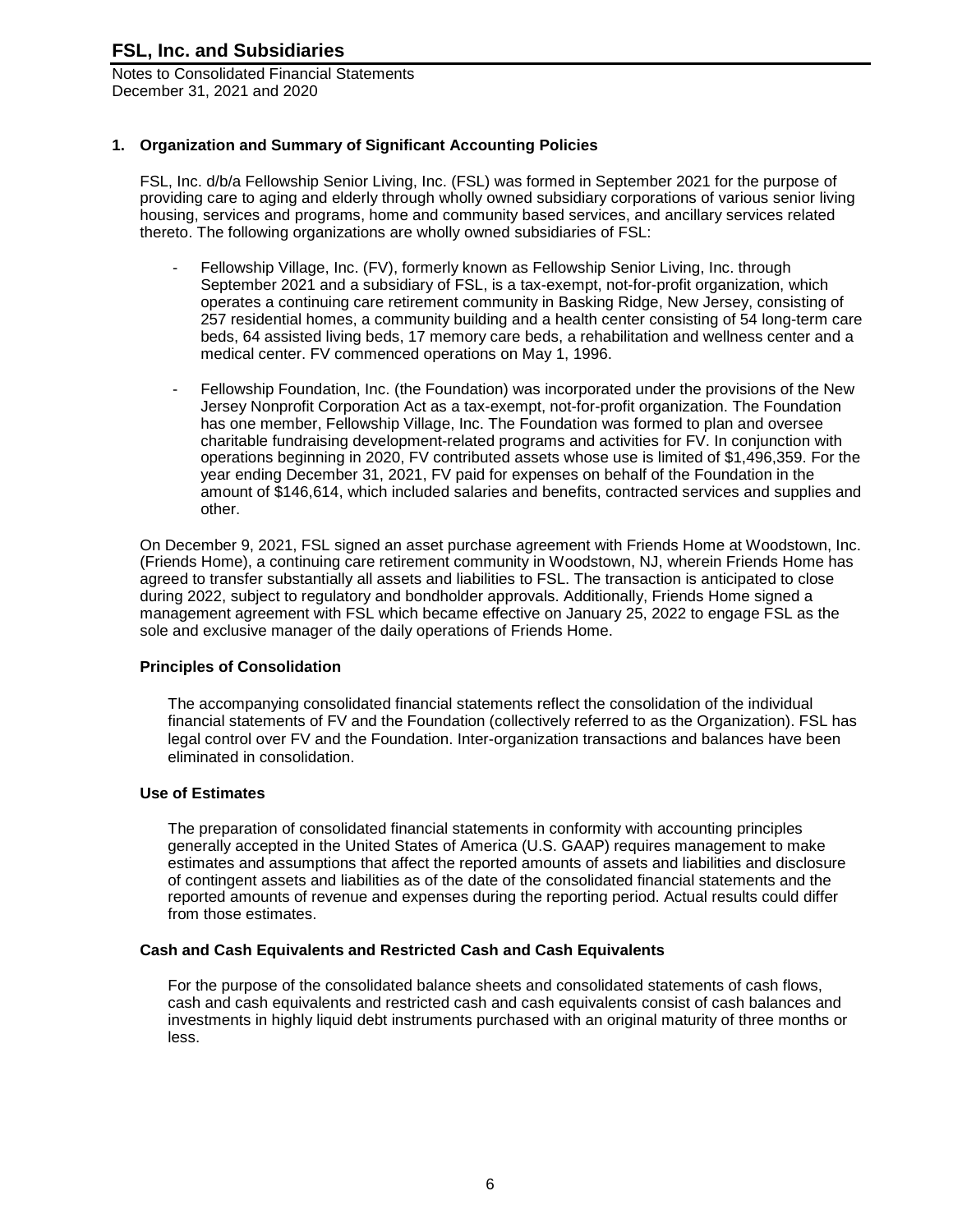## 1. Organization and Summary of Significant Accounting Policies

FSL, Inc. d/b/a Fellowship Senior Living, Inc. (FSL) was formed in September 2021 for the purpose of providing care to aging and elderly through wholly owned subsidiary corporations of various senior living housing, services and programs, home and community based services, and ancillary services related thereto. The following organizations are wholly owned subsidiaries of FSL:

- Fellowship Village, Inc. (FV), formerly known as Fellowship Senior Living, Inc. through September 2021 and a subsidiary of FSL, is a tax-exempt, not-for-profit organization, which operates a continuing care retirement community in Basking Ridge, New Jersey, consisting of 257 residential homes, a community building and a health center consisting of 54 long-term care beds, 64 assisted living beds, 17 memory care beds, a rehabilitation and wellness center and a medical center. FV commenced operations on May 1, 1996.

- Fellowship Foundation, Inc. (the Foundation) was incorporated under the provisions of the New Jersey Nonprofit Corporation Act as a tax-exempt, not-for-profit organization. The Foundation has one member, Fellowship Village, Inc. The Foundation was formed to plan and oversee charitable fundraising development-related programs and activities for FV. In conjunction with operations beginning in 2020, FV contributed assets whose use is limited of $1,496,359. For the year ending December 31, 2021, FV paid for expenses on behalf of the Foundation in the amount of $146,614, which included salaries and benefits, contracted services and supplies and other.

On December 9, 2021, FSL signed an asset purchase agreement with Friends Home at Woodstown, Inc. (Friends Home), a continuing care retirement community in Woodstown, NJ, wherein Friends Home has agreed to transfer substantially all assets and liabilities to FSL. The transaction is anticipated to close during 2022, subject to regulatory and bondholder approvals. Additionally, Friends Home signed a management agreement with FSL which became effective on January 25, 2022 to engage FSL as the sole and exclusive manager of the daily operations of Friends Home.

### Principles of Consolidation

The accompanying consolidated financial statements reflect the consolidation of the individual financial statements of FV and the Foundation (collectively referred to as the Organization). FSL has legal control over FV and the Foundation. Inter-organization transactions and balances have been eliminated in consolidation.

### Use of Estimates

The preparation of consolidated financial statements in conformity with accounting principles generally accepted in the United States of America (U.S. GAAP) requires management to make estimates and assumptions that affect the reported amounts of assets and liabilities and disclosure of contingent assets and liabilities as of the date of the consolidated financial statements and the reported amounts of revenue and expenses during the reporting period. Actual results could differ from those estimates.

### Cash and Cash Equivalents and Restricted Cash and Cash Equivalents

For the purpose of the consolidated balance sheets and consolidated statements of cash flows, cash and cash equivalents and restricted cash and cash equivalents consist of cash balances and investments in highly liquid debt instruments purchased with an original maturity of three months or less.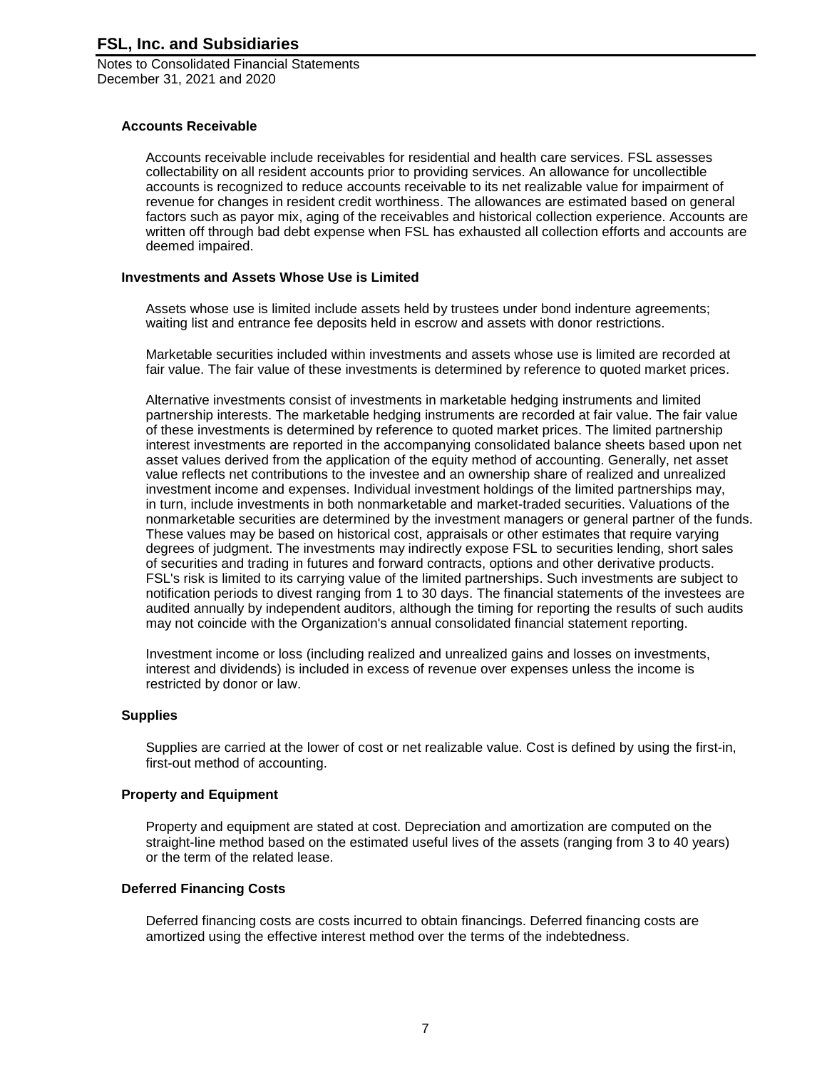### Accounts Receivable

Accounts receivable include receivables for residential and health care services. FSL assesses collectability on all resident accounts prior to providing services. An allowance for uncollectible accounts is recognized to reduce accounts receivable to its net realizable value for impairment of revenue for changes in resident credit worthiness. The allowances are estimated based on general factors such as payor mix, aging of the receivables and historical collection experience. Accounts are written off through bad debt expense when FSL has exhausted all collection efforts and accounts are deemed impaired.

### Investments and Assets Whose Use is Limited

Assets whose use is limited include assets held by trustees under bond indenture agreements; waiting list and entrance fee deposits held in escrow and assets with donor restrictions.

Marketable securities included within investments and assets whose use is limited are recorded at fair value. The fair value of these investments is determined by reference to quoted market prices.

Alternative investments consist of investments in marketable hedging instruments and limited partnership interests. The marketable hedging instruments are recorded at fair value. The fair value of these investments is determined by reference to quoted market prices. The limited partnership interest investments are reported in the accompanying consolidated balance sheets based upon net asset values derived from the application of the equity method of accounting. Generally, net asset value reflects net contributions to the investee and an ownership share of realized and unrealized investment income and expenses. Individual investment holdings of the limited partnerships may, in turn, include investments in both nonmarketable and market-traded securities. Valuations of the nonmarketable securities are determined by the investment managers or general partner of the funds. These values may be based on historical cost, appraisals or other estimates that require varying degrees of judgment. The investments may indirectly expose FSL to securities lending, short sales of securities and trading in futures and forward contracts, options and other derivative products. FSL's risk is limited to its carrying value of the limited partnerships. Such investments are subject to notification periods to divest ranging from 1 to 30 days. The financial statements of the investees are audited annually by independent auditors, although the timing for reporting the results of such audits may not coincide with the Organization's annual consolidated financial statement reporting.

Investment income or loss (including realized and unrealized gains and losses on investments, interest and dividends) is included in excess of revenue over expenses unless the income is restricted by donor or law.

### Supplies

Supplies are carried at the lower of cost or net realizable value. Cost is defined by using the first-in, first-out method of accounting.

### Property and Equipment

Property and equipment are stated at cost. Depreciation and amortization are computed on the straight-line method based on the estimated useful lives of the assets (ranging from 3 to 40 years) or the term of the related lease.

### Deferred Financing Costs

Deferred financing costs are costs incurred to obtain financings. Deferred financing costs are amortized using the effective interest method over the terms of the indebtedness.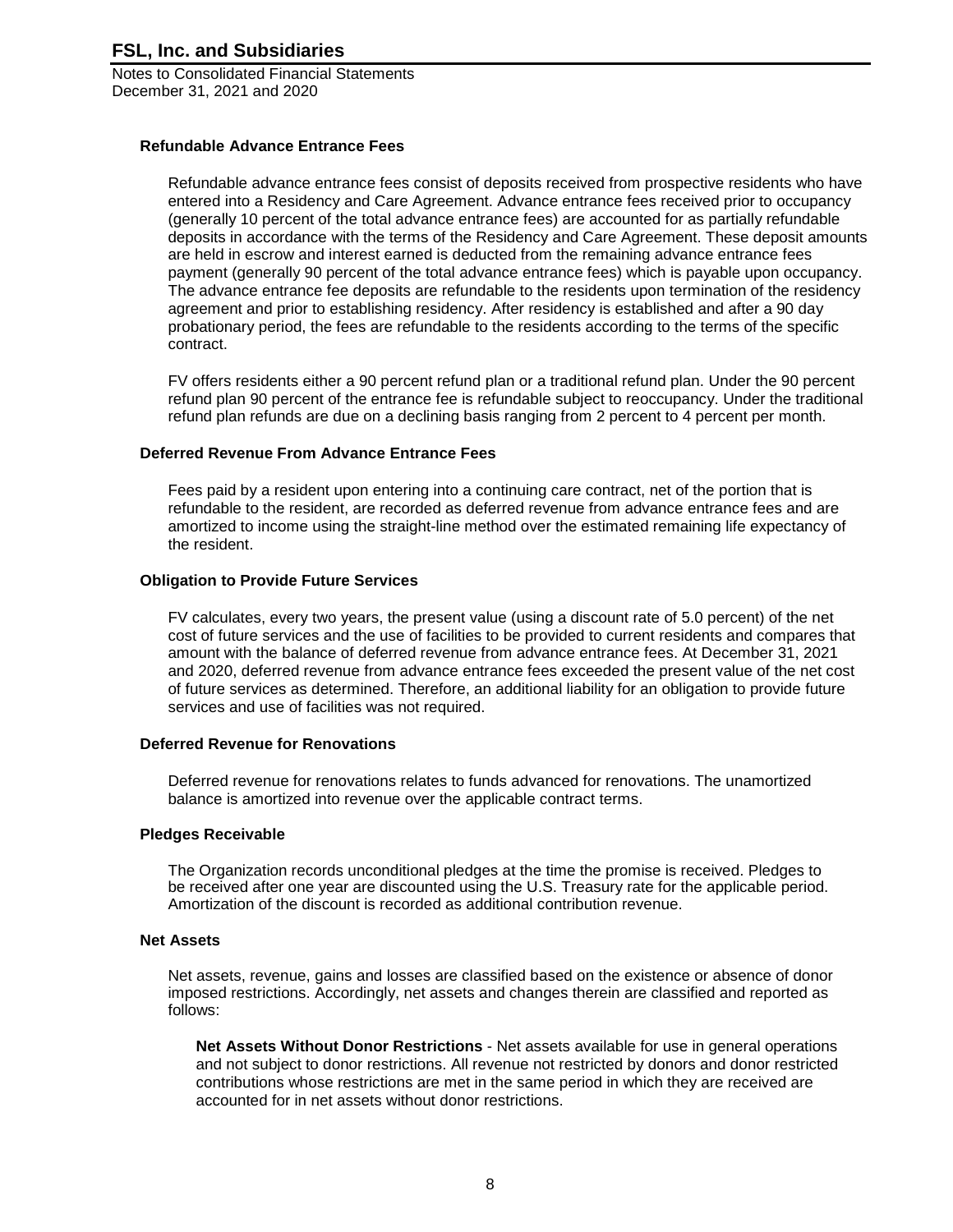### Refundable Advance Entrance Fees

Refundable advance entrance fees consist of deposits received from prospective residents who have entered into a Residency and Care Agreement. Advance entrance fees received prior to occupancy (generally 10 percent of the total advance entrance fees) are accounted for as partially refundable deposits in accordance with the terms of the Residency and Care Agreement. These deposit amounts are held in escrow and interest earned is deducted from the remaining advance entrance fees payment (generally 90 percent of the total advance entrance fees) which is payable upon occupancy. The advance entrance fee deposits are refundable to the residents upon termination of the residency agreement and prior to establishing residency. After residency is established and after a 90 day probationary period, the fees are refundable to the residents according to the terms of the specific contract.

FV offers residents either a 90 percent refund plan or a traditional refund plan. Under the 90 percent refund plan 90 percent of the entrance fee is refundable subject to reoccupancy. Under the traditional refund plan refunds are due on a declining basis ranging from 2 percent to 4 percent per month.

### Deferred Revenue From Advance Entrance Fees

Fees paid by a resident upon entering into a continuing care contract, net of the portion that is refundable to the resident, are recorded as deferred revenue from advance entrance fees and are amortized to income using the straight-line method over the estimated remaining life expectancy of the resident.

### Obligation to Provide Future Services

FV calculates, every two years, the present value (using a discount rate of 5.0 percent) of the net cost of future services and the use of facilities to be provided to current residents and compares that amount with the balance of deferred revenue from advance entrance fees. At December 31, 2021 and 2020, deferred revenue from advance entrance fees exceeded the present value of the net cost of future services as determined. Therefore, an additional liability for an obligation to provide future services and use of facilities was not required.

### Deferred Revenue for Renovations

Deferred revenue for renovations relates to funds advanced for renovations. The unamortized balance is amortized into revenue over the applicable contract terms.

### Pledges Receivable

The Organization records unconditional pledges at the time the promise is received. Pledges to be received after one year are discounted using the U.S. Treasury rate for the applicable period. Amortization of the discount is recorded as additional contribution revenue.

### Net Assets

Net assets, revenue, gains and losses are classified based on the existence or absence of donor imposed restrictions. Accordingly, net assets and changes therein are classified and reported as follows:

**Net Assets Without Donor Restrictions** - Net assets available for use in general operations and not subject to donor restrictions. All revenue not restricted by donors and donor restricted contributions whose restrictions are met in the same period in which they are received are accounted for in net assets without donor restrictions.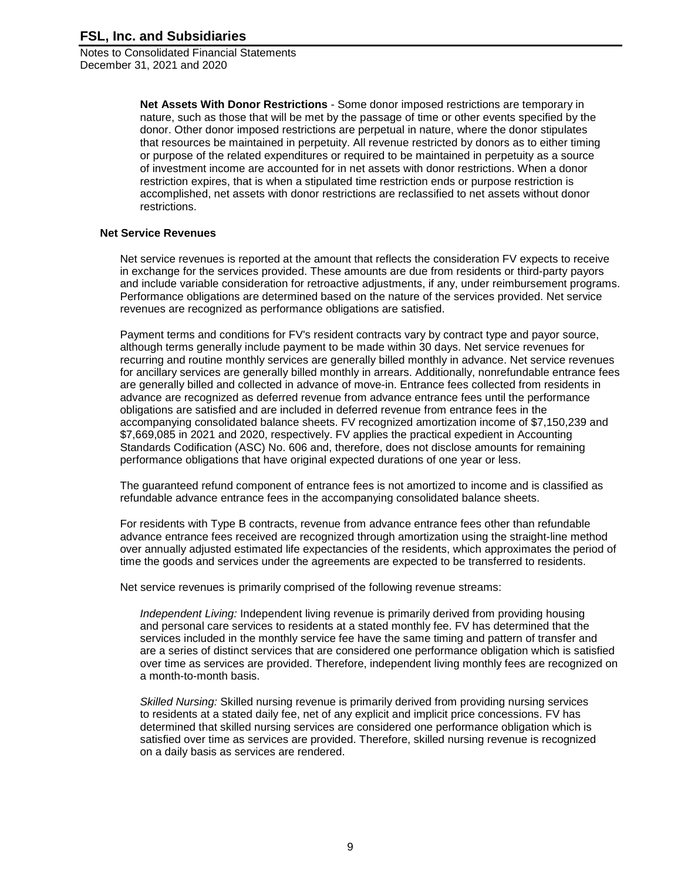**Net Assets With Donor Restrictions** - Some donor imposed restrictions are temporary in nature, such as those that will be met by the passage of time or other events specified by the donor. Other donor imposed restrictions are perpetual in nature, where the donor stipulates that resources be maintained in perpetuity. All revenue restricted by donors as to either timing or purpose of the related expenditures or required to be maintained in perpetuity as a source of investment income are accounted for in net assets with donor restrictions. When a donor restriction expires, that is when a stipulated time restriction ends or purpose restriction is accomplished, net assets with donor restrictions are reclassified to net assets without donor restrictions.

### Net Service Revenues

Net service revenues is reported at the amount that reflects the consideration FV expects to receive in exchange for the services provided. These amounts are due from residents or third-party payors and include variable consideration for retroactive adjustments, if any, under reimbursement programs. Performance obligations are determined based on the nature of the services provided. Net service revenues are recognized as performance obligations are satisfied.

Payment terms and conditions for FV's resident contracts vary by contract type and payor source, although terms generally include payment to be made within 30 days. Net service revenues for recurring and routine monthly services are generally billed monthly in advance. Net service revenues for ancillary services are generally billed monthly in arrears. Additionally, nonrefundable entrance fees are generally billed and collected in advance of move-in. Entrance fees collected from residents in advance are recognized as deferred revenue from advance entrance fees until the performance obligations are satisfied and are included in deferred revenue from entrance fees in the accompanying consolidated balance sheets. FV recognized amortization income of $7,150,239 and $7,669,085 in 2021 and 2020, respectively. FV applies the practical expedient in Accounting Standards Codification (ASC) No. 606 and, therefore, does not disclose amounts for remaining performance obligations that have original expected durations of one year or less.

The guaranteed refund component of entrance fees is not amortized to income and is classified as refundable advance entrance fees in the accompanying consolidated balance sheets.

For residents with Type B contracts, revenue from advance entrance fees other than refundable advance entrance fees received are recognized through amortization using the straight-line method over annually adjusted estimated life expectancies of the residents, which approximates the period of time the goods and services under the agreements are expected to be transferred to residents.

Net service revenues is primarily comprised of the following revenue streams:

*Independent Living:* Independent living revenue is primarily derived from providing housing and personal care services to residents at a stated monthly fee. FV has determined that the services included in the monthly service fee have the same timing and pattern of transfer and are a series of distinct services that are considered one performance obligation which is satisfied over time as services are provided. Therefore, independent living monthly fees are recognized on a month-to-month basis.

*Skilled Nursing:* Skilled nursing revenue is primarily derived from providing nursing services to residents at a stated daily fee, net of any explicit and implicit price concessions. FV has determined that skilled nursing services are considered one performance obligation which is satisfied over time as services are provided. Therefore, skilled nursing revenue is recognized on a daily basis as services are rendered.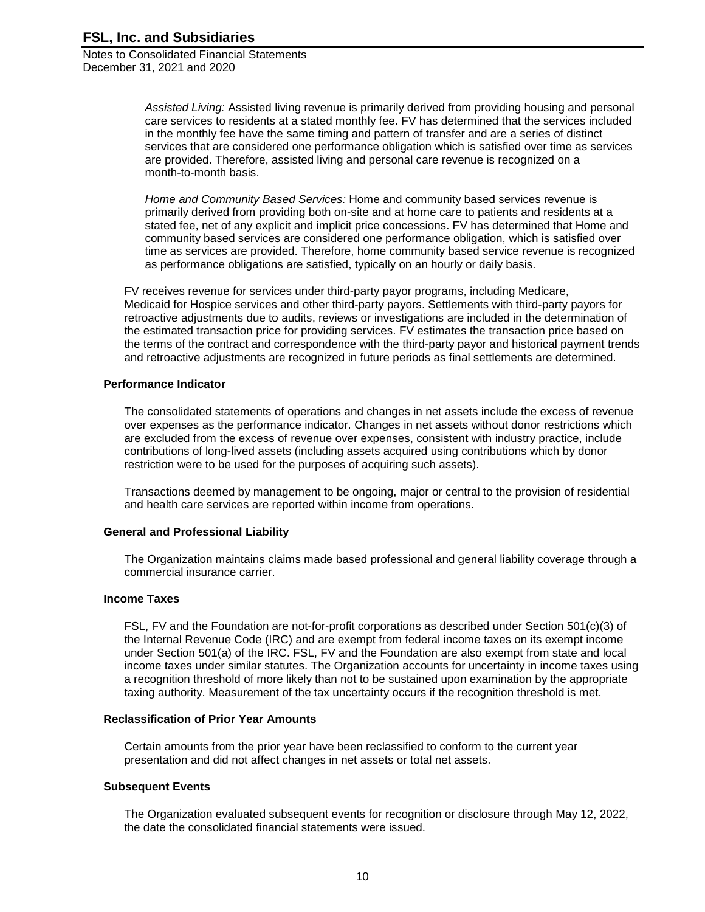*Assisted Living:* Assisted living revenue is primarily derived from providing housing and personal care services to residents at a stated monthly fee. FV has determined that the services included in the monthly fee have the same timing and pattern of transfer and are a series of distinct services that are considered one performance obligation which is satisfied over time as services are provided. Therefore, assisted living and personal care revenue is recognized on a month-to-month basis.

*Home and Community Based Services:* Home and community based services revenue is primarily derived from providing both on-site and at home care to patients and residents at a stated fee, net of any explicit and implicit price concessions. FV has determined that Home and community based services are considered one performance obligation, which is satisfied over time as services are provided. Therefore, home community based service revenue is recognized as performance obligations are satisfied, typically on an hourly or daily basis.

FV receives revenue for services under third-party payor programs, including Medicare, Medicaid for Hospice services and other third-party payors. Settlements with third-party payors for retroactive adjustments due to audits, reviews or investigations are included in the determination of the estimated transaction price for providing services. FV estimates the transaction price based on the terms of the contract and correspondence with the third-party payor and historical payment trends and retroactive adjustments are recognized in future periods as final settlements are determined.

### Performance Indicator

The consolidated statements of operations and changes in net assets include the excess of revenue over expenses as the performance indicator. Changes in net assets without donor restrictions which are excluded from the excess of revenue over expenses, consistent with industry practice, include contributions of long-lived assets (including assets acquired using contributions which by donor restriction were to be used for the purposes of acquiring such assets).

Transactions deemed by management to be ongoing, major or central to the provision of residential and health care services are reported within income from operations.

### General and Professional Liability

The Organization maintains claims made based professional and general liability coverage through a commercial insurance carrier.

### Income Taxes

FSL, FV and the Foundation are not-for-profit corporations as described under Section 501(c)(3) of the Internal Revenue Code (IRC) and are exempt from federal income taxes on its exempt income under Section 501(a) of the IRC. FSL, FV and the Foundation are also exempt from state and local income taxes under similar statutes. The Organization accounts for uncertainty in income taxes using a recognition threshold of more likely than not to be sustained upon examination by the appropriate taxing authority. Measurement of the tax uncertainty occurs if the recognition threshold is met.

### Reclassification of Prior Year Amounts

Certain amounts from the prior year have been reclassified to conform to the current year presentation and did not affect changes in net assets or total net assets.

### Subsequent Events

The Organization evaluated subsequent events for recognition or disclosure through May 12, 2022, the date the consolidated financial statements were issued.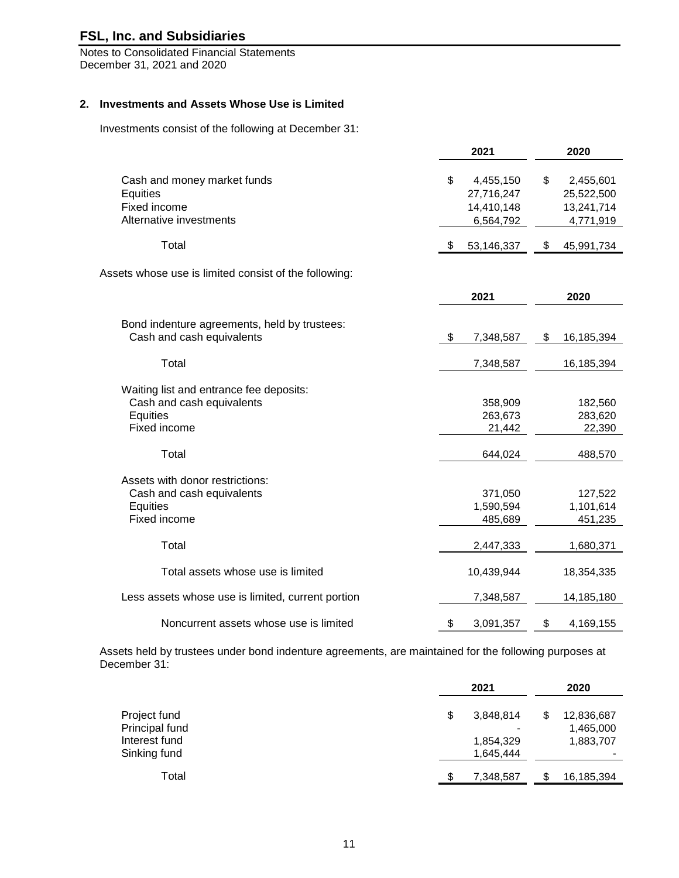**FSL, Inc. and Subsidiaries**
Notes to Consolidated Financial Statements
December 31, 2021 and 2020

## 2. Investments and Assets Whose Use is Limited

Investments consist of the following at December 31:

| | 2021 | 2020 |
|---|---|---|
| Cash and money market funds | $ 4,455,150 | $ 2,455,601 |
| Equities | 27,716,247 | 25,522,500 |
| Fixed income | 14,410,148 | 13,241,714 |
| Alternative investments | 6,564,792 | 4,771,919 |
| Total | $ 53,146,337 | $ 45,991,734 |

Assets whose use is limited consist of the following:

| | 2021 | 2020 |
|---|---|---|
| Bond indenture agreements, held by trustees: | | |
| Cash and cash equivalents | $ 7,348,587 | $ 16,185,394 |
| Total | 7,348,587 | 16,185,394 |
| Waiting list and entrance fee deposits: | | |
| Cash and cash equivalents | 358,909 | 182,560 |
| Equities | 263,673 | 283,620 |
| Fixed income | 21,442 | 22,390 |
| Total | 644,024 | 488,570 |
| Assets with donor restrictions: | | |
| Cash and cash equivalents | 371,050 | 127,522 |
| Equities | 1,590,594 | 1,101,614 |
| Fixed income | 485,689 | 451,235 |
| Total | 2,447,333 | 1,680,371 |
| Total assets whose use is limited | 10,439,944 | 18,354,335 |
| Less assets whose use is limited, current portion | 7,348,587 | 14,185,180 |
| Noncurrent assets whose use is limited | $ 3,091,357 | $ 4,169,155 |

Assets held by trustees under bond indenture agreements, are maintained for the following purposes at December 31:

| | 2021 | 2020 |
|---|---|---|
| Project fund | $ 3,848,814 | $ 12,836,687 |
| Principal fund | - | 1,465,000 |
| Interest fund | 1,854,329 | 1,883,707 |
| Sinking fund | 1,645,444 | - |
| Total | $ 7,348,587 | $ 16,185,394 |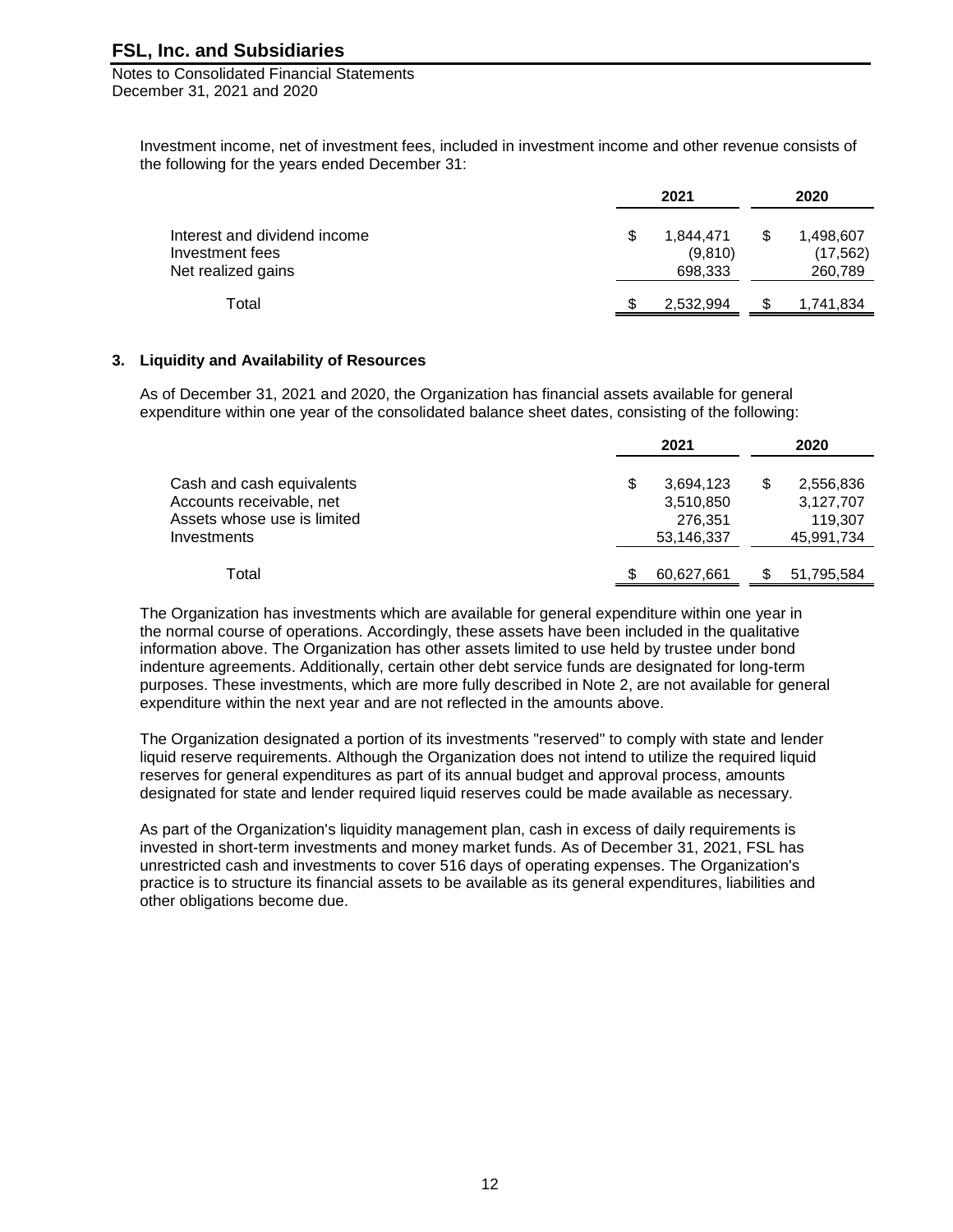Investment income, net of investment fees, included in investment income and other revenue consists of the following for the years ended December 31:

| | 2021 | 2020 |
|---|---|---|
| Interest and dividend income | $ 1,844,471 | $ 1,498,607 |
| Investment fees | (9,810) | (17,562) |
| Net realized gains | 698,333 | 260,789 |
| Total | $ 2,532,994 | $ 1,741,834 |

## 3. Liquidity and Availability of Resources

As of December 31, 2021 and 2020, the Organization has financial assets available for general expenditure within one year of the consolidated balance sheet dates, consisting of the following:

| | 2021 | 2020 |
|---|---|---|
| Cash and cash equivalents | $ 3,694,123 | $ 2,556,836 |
| Accounts receivable, net | 3,510,850 | 3,127,707 |
| Assets whose use is limited | 276,351 | 119,307 |
| Investments | 53,146,337 | 45,991,734 |
| Total | $ 60,627,661 | $ 51,795,584 |

The Organization has investments which are available for general expenditure within one year in the normal course of operations. Accordingly, these assets have been included in the qualitative information above. The Organization has other assets limited to use held by trustee under bond indenture agreements. Additionally, certain other debt service funds are designated for long-term purposes. These investments, which are more fully described in Note 2, are not available for general expenditure within the next year and are not reflected in the amounts above.

The Organization designated a portion of its investments "reserved" to comply with state and lender liquid reserve requirements. Although the Organization does not intend to utilize the required liquid reserves for general expenditures as part of its annual budget and approval process, amounts designated for state and lender required liquid reserves could be made available as necessary.

As part of the Organization's liquidity management plan, cash in excess of daily requirements is invested in short-term investments and money market funds. As of December 31, 2021, FSL has unrestricted cash and investments to cover 516 days of operating expenses. The Organization's practice is to structure its financial assets to be available as its general expenditures, liabilities and other obligations become due.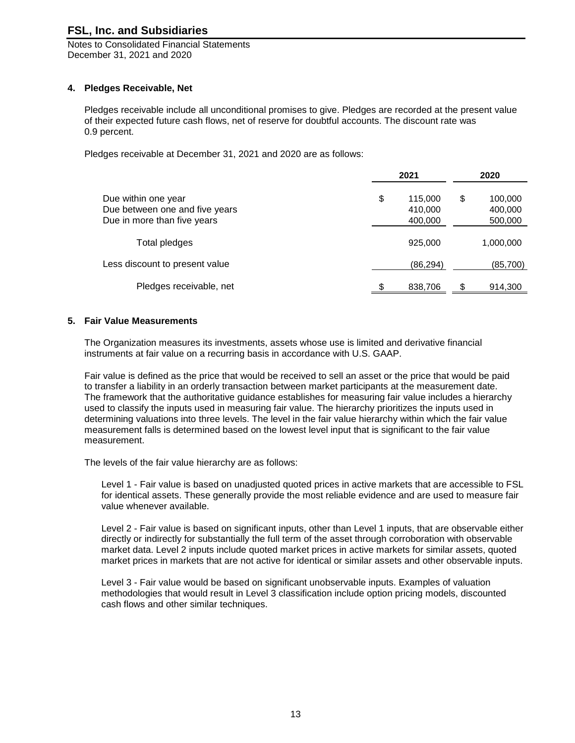## 4. Pledges Receivable, Net

Pledges receivable include all unconditional promises to give. Pledges are recorded at the present value of their expected future cash flows, net of reserve for doubtful accounts. The discount rate was 0.9 percent.

Pledges receivable at December 31, 2021 and 2020 are as follows:

| | 2021 | 2020 |
|---|---|---|
| Due within one year | $ 115,000 | $ 100,000 |
| Due between one and five years | 410,000 | 400,000 |
| Due in more than five years | 400,000 | 500,000 |
| Total pledges | 925,000 | 1,000,000 |
| Less discount to present value | (86,294) | (85,700) |
| Pledges receivable, net | $ 838,706 | $ 914,300 |

## 5. Fair Value Measurements

The Organization measures its investments, assets whose use is limited and derivative financial instruments at fair value on a recurring basis in accordance with U.S. GAAP.

Fair value is defined as the price that would be received to sell an asset or the price that would be paid to transfer a liability in an orderly transaction between market participants at the measurement date. The framework that the authoritative guidance establishes for measuring fair value includes a hierarchy used to classify the inputs used in measuring fair value. The hierarchy prioritizes the inputs used in determining valuations into three levels. The level in the fair value hierarchy within which the fair value measurement falls is determined based on the lowest level input that is significant to the fair value measurement.

The levels of the fair value hierarchy are as follows:

Level 1 - Fair value is based on unadjusted quoted prices in active markets that are accessible to FSL for identical assets. These generally provide the most reliable evidence and are used to measure fair value whenever available.

Level 2 - Fair value is based on significant inputs, other than Level 1 inputs, that are observable either directly or indirectly for substantially the full term of the asset through corroboration with observable market data. Level 2 inputs include quoted market prices in active markets for similar assets, quoted market prices in markets that are not active for identical or similar assets and other observable inputs.

Level 3 - Fair value would be based on significant unobservable inputs. Examples of valuation methodologies that would result in Level 3 classification include option pricing models, discounted cash flows and other similar techniques.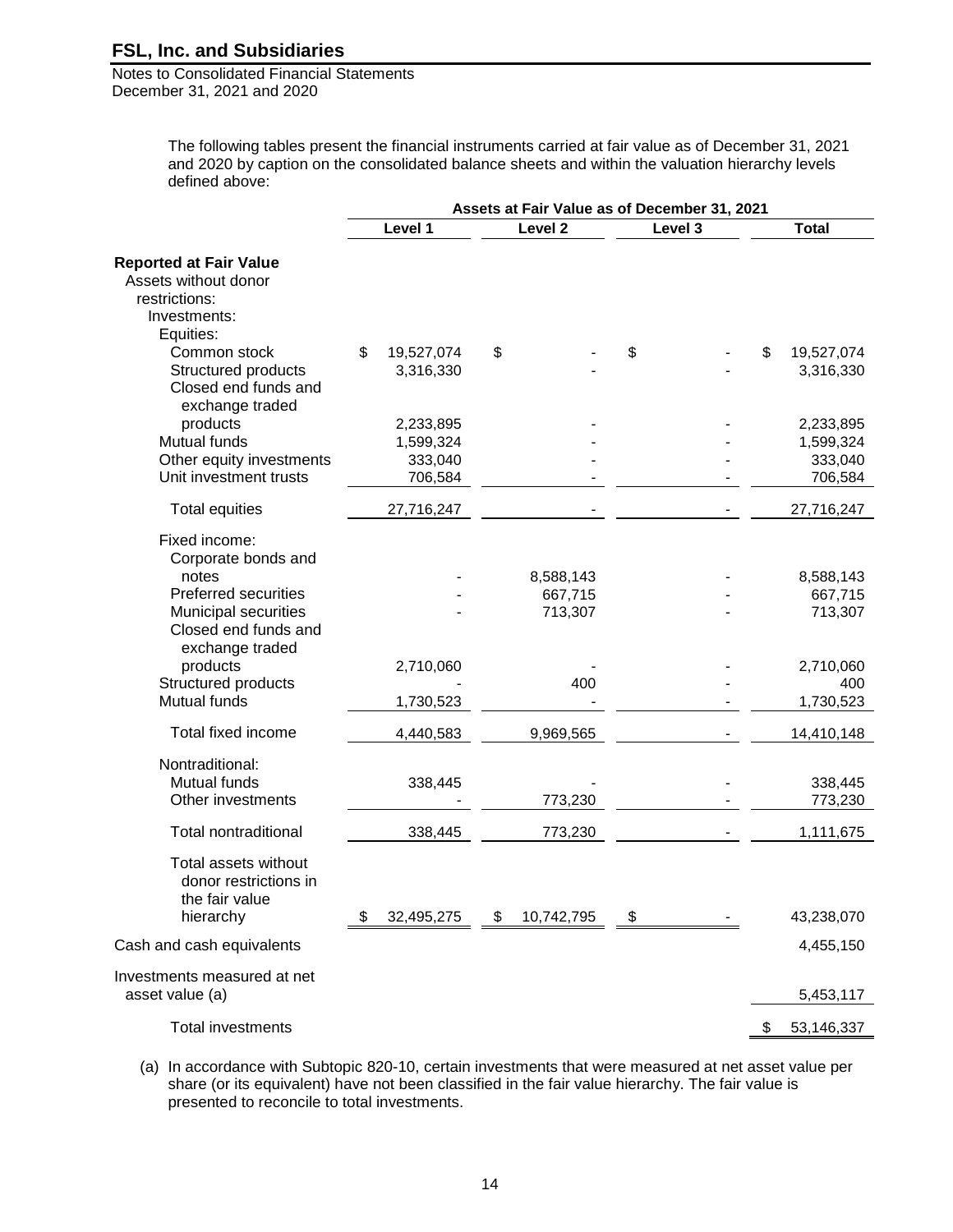The following tables present the financial instruments carried at fair value as of December 31, 2021 and 2020 by caption on the consolidated balance sheets and within the valuation hierarchy levels defined above:

| | Assets at Fair Value as of December 31, 2021 | | | |
|---|---|---|---|---|
| | Level 1 | Level 2 | Level 3 | Total |
| **Reported at Fair Value** | | | | |
| Assets without donor restrictions: | | | | |
| Investments: | | | | |
| Equities: | | | | |
| Common stock | $ 19,527,074 | $ - | $ - | $ 19,527,074 |
| Structured products | 3,316,330 | - | - | 3,316,330 |
| Closed end funds and exchange traded products | 2,233,895 | - | - | 2,233,895 |
| Mutual funds | 1,599,324 | - | - | 1,599,324 |
| Other equity investments | 333,040 | - | - | 333,040 |
| Unit investment trusts | 706,584 | - | - | 706,584 |
| Total equities | 27,716,247 | - | - | 27,716,247 |
| Fixed income: | | | | |
| Corporate bonds and notes | - | 8,588,143 | - | 8,588,143 |
| Preferred securities | - | 667,715 | - | 667,715 |
| Municipal securities | - | 713,307 | - | 713,307 |
| Closed end funds and exchange traded products | 2,710,060 | - | - | 2,710,060 |
| Structured products | - | 400 | - | 400 |
| Mutual funds | 1,730,523 | - | - | 1,730,523 |
| Total fixed income | 4,440,583 | 9,969,565 | - | 14,410,148 |
| Nontraditional: | | | | |
| Mutual funds | 338,445 | - | - | 338,445 |
| Other investments | - | 773,230 | - | 773,230 |
| Total nontraditional | 338,445 | 773,230 | - | 1,111,675 |
| Total assets without donor restrictions in the fair value hierarchy | $ 32,495,275 | $ 10,742,795 | $ - | 43,238,070 |
| Cash and cash equivalents | | | | 4,455,150 |
| Investments measured at net asset value (a) | | | | 5,453,117 |
| Total investments | | | | $ 53,146,337 |

(a) In accordance with Subtopic 820-10, certain investments that were measured at net asset value per share (or its equivalent) have not been classified in the fair value hierarchy. The fair value is presented to reconcile to total investments.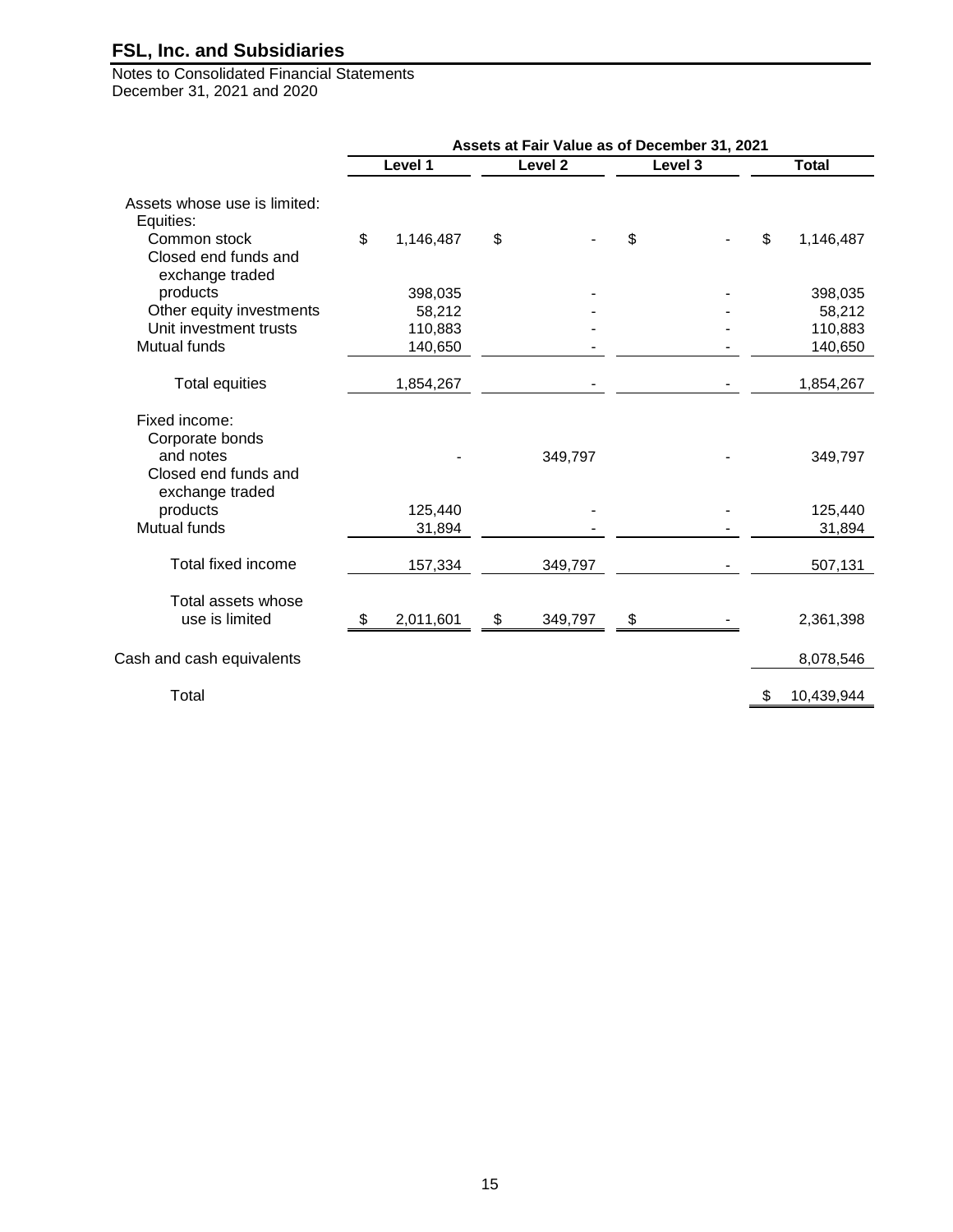# FSL, Inc. and Subsidiaries

Notes to Consolidated Financial Statements
December 31, 2021 and 2020

| | Assets at Fair Value as of December 31, 2021 | | | |
|---|---|---|---|---|
| | Level 1 | Level 2 | Level 3 | Total |
| Assets whose use is limited: | | | | |
| Equities: | | | | |
| Common stock | $ 1,146,487 | $ - | $ - | $ 1,146,487 |
| Closed end funds and exchange traded products | 398,035 | - | - | 398,035 |
| Other equity investments | 58,212 | - | - | 58,212 |
| Unit investment trusts | 110,883 | - | - | 110,883 |
| Mutual funds | 140,650 | - | - | 140,650 |
| Total equities | 1,854,267 | - | - | 1,854,267 |
| Fixed income: | | | | |
| Corporate bonds and notes | - | 349,797 | - | 349,797 |
| Closed end funds and exchange traded products | 125,440 | - | - | 125,440 |
| Mutual funds | 31,894 | - | - | 31,894 |
| Total fixed income | 157,334 | 349,797 | - | 507,131 |
| Total assets whose use is limited | $ 2,011,601 | $ 349,797 | $ - | 2,361,398 |
| Cash and cash equivalents | | | | 8,078,546 |
| Total | | | | $ 10,439,944 |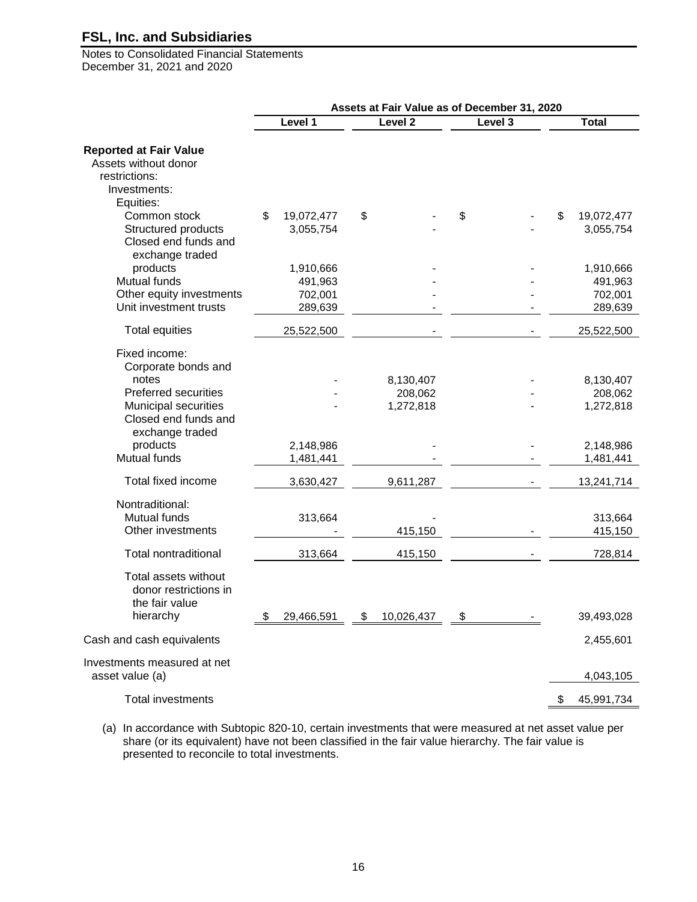**FSL, Inc. and Subsidiaries**

Notes to Consolidated Financial Statements
December 31, 2021 and 2020

| | Assets at Fair Value as of December 31, 2020 | | | |
|---|---|---|---|---|
| | Level 1 | Level 2 | Level 3 | Total |
| **Reported at Fair Value** | | | | |
| Assets without donor restrictions: | | | | |
| Investments: | | | | |
| Equities: | | | | |
| Common stock | $ 19,072,477 | $ - | $ - | $ 19,072,477 |
| Structured products | 3,055,754 | - | - | 3,055,754 |
| Closed end funds and exchange traded products | 1,910,666 | - | - | 1,910,666 |
| Mutual funds | 491,963 | - | - | 491,963 |
| Other equity investments | 702,001 | - | - | 702,001 |
| Unit investment trusts | 289,639 | - | - | 289,639 |
| Total equities | 25,522,500 | - | - | 25,522,500 |
| Fixed income: | | | | |
| Corporate bonds and notes | - | 8,130,407 | - | 8,130,407 |
| Preferred securities | - | 208,062 | - | 208,062 |
| Municipal securities | - | 1,272,818 | - | 1,272,818 |
| Closed end funds and exchange traded products | 2,148,986 | - | - | 2,148,986 |
| Mutual funds | 1,481,441 | - | - | 1,481,441 |
| Total fixed income | 3,630,427 | 9,611,287 | - | 13,241,714 |
| Nontraditional: | | | | |
| Mutual funds | 313,664 | - | | 313,664 |
| Other investments | - | 415,150 | - | 415,150 |
| Total nontraditional | 313,664 | 415,150 | - | 728,814 |
| Total assets without donor restrictions in the fair value hierarchy | $ 29,466,591 | $ 10,026,437 | $ - | 39,493,028 |
| Cash and cash equivalents | | | | 2,455,601 |
| Investments measured at net asset value (a) | | | | 4,043,105 |
| Total investments | | | | $ 45,991,734 |

(a) In accordance with Subtopic 820-10, certain investments that were measured at net asset value per share (or its equivalent) have not been classified in the fair value hierarchy. The fair value is presented to reconcile to total investments.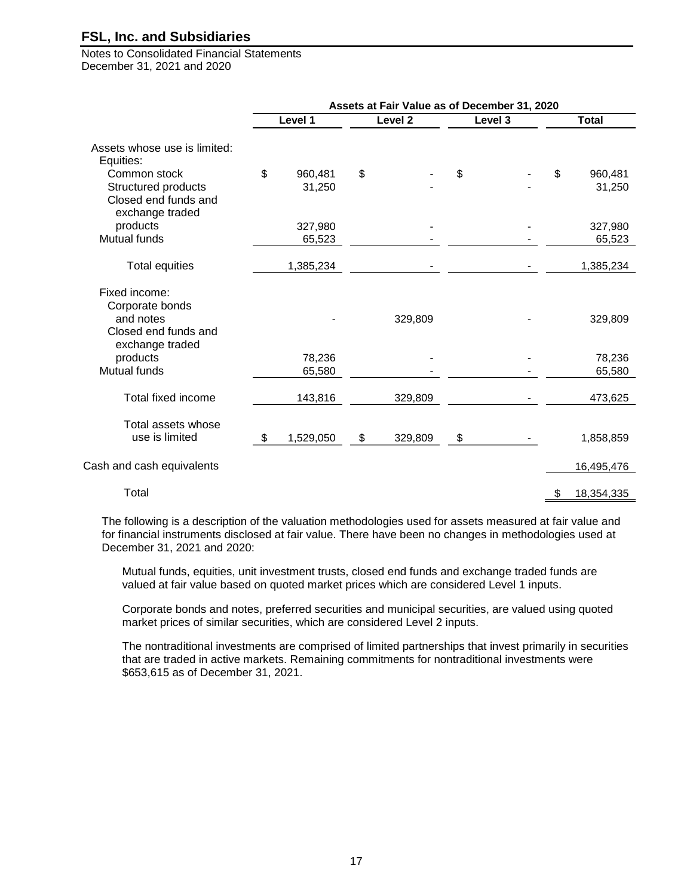# FSL, Inc. and Subsidiaries

Notes to Consolidated Financial Statements
December 31, 2021 and 2020

| | Assets at Fair Value as of December 31, 2020 | | | |
|---|---|---|---|---|
| | Level 1 | Level 2 | Level 3 | Total |
| Assets whose use is limited: | | | | |
| Equities: | | | | |
| Common stock | $ 960,481 | $ - | $ - | $ 960,481 |
| Structured products | 31,250 | - | - | 31,250 |
| Closed end funds and exchange traded products | 327,980 | - | - | 327,980 |
| Mutual funds | 65,523 | - | - | 65,523 |
| Total equities | 1,385,234 | - | - | 1,385,234 |
| Fixed income: | | | | |
| Corporate bonds and notes | - | 329,809 | - | 329,809 |
| Closed end funds and exchange traded products | 78,236 | - | - | 78,236 |
| Mutual funds | 65,580 | - | - | 65,580 |
| Total fixed income | 143,816 | 329,809 | - | 473,625 |
| Total assets whose use is limited | $ 1,529,050 | $ 329,809 | $ - | 1,858,859 |
| Cash and cash equivalents | | | | 16,495,476 |
| Total | | | | $ 18,354,335 |

The following is a description of the valuation methodologies used for assets measured at fair value and for financial instruments disclosed at fair value. There have been no changes in methodologies used at December 31, 2021 and 2020:

Mutual funds, equities, unit investment trusts, closed end funds and exchange traded funds are valued at fair value based on quoted market prices which are considered Level 1 inputs.

Corporate bonds and notes, preferred securities and municipal securities, are valued using quoted market prices of similar securities, which are considered Level 2 inputs.

The nontraditional investments are comprised of limited partnerships that invest primarily in securities that are traded in active markets. Remaining commitments for nontraditional investments were $653,615 as of December 31, 2021.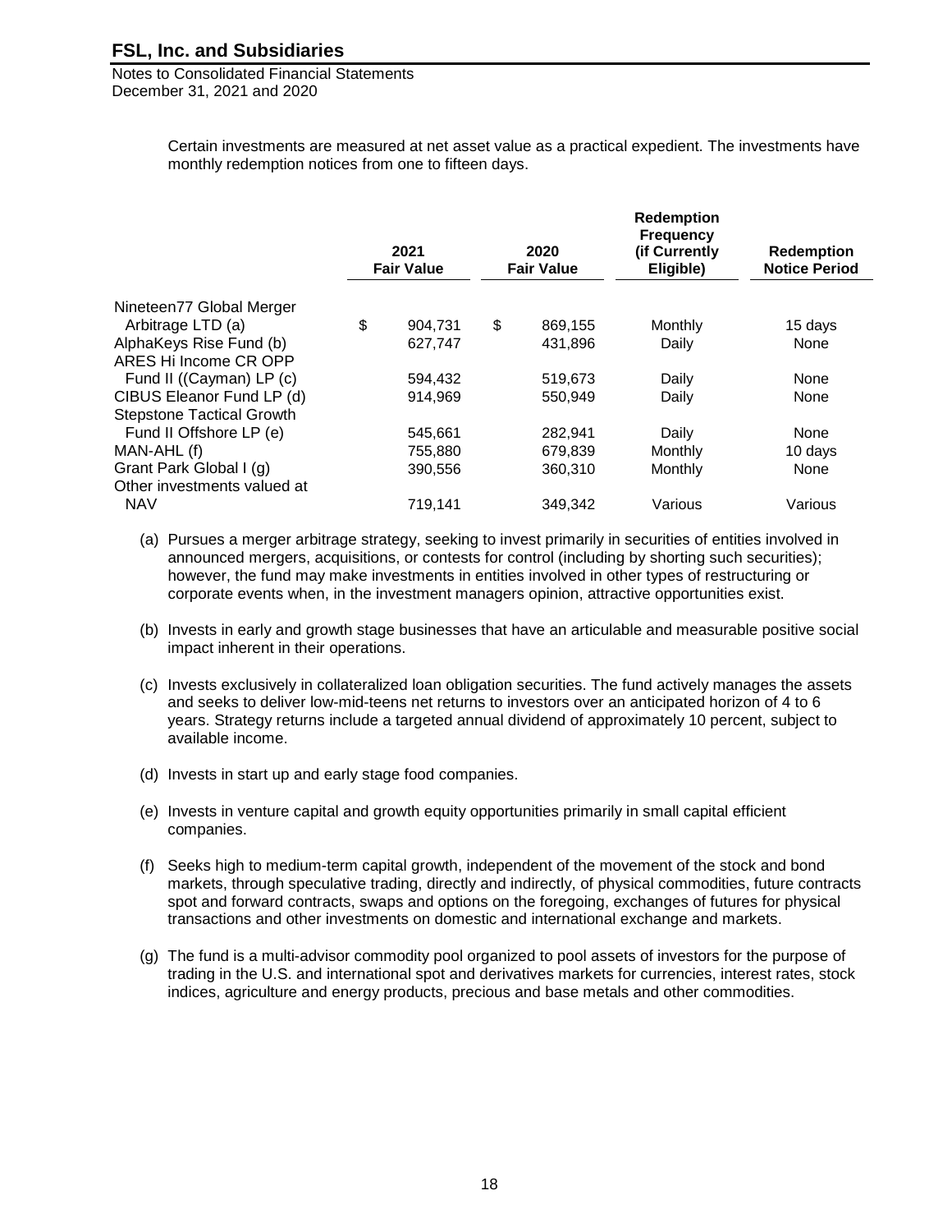Certain investments are measured at net asset value as a practical expedient. The investments have monthly redemption notices from one to fifteen days.

| | 2021 Fair Value | 2020 Fair Value | Redemption Frequency (if Currently Eligible) | Redemption Notice Period |
|---|---|---|---|---|
| Nineteen77 Global Merger Arbitrage LTD (a) | $ 904,731 | $ 869,155 | Monthly | 15 days |
| AlphaKeys Rise Fund (b) | 627,747 | 431,896 | Daily | None |
| ARES Hi Income CR OPP Fund II ((Cayman) LP (c) | 594,432 | 519,673 | Daily | None |
| CIBUS Eleanor Fund LP (d) | 914,969 | 550,949 | Daily | None |
| Stepstone Tactical Growth Fund II Offshore LP (e) | 545,661 | 282,941 | Daily | None |
| MAN-AHL (f) | 755,880 | 679,839 | Monthly | 10 days |
| Grant Park Global I (g) | 390,556 | 360,310 | Monthly | None |
| Other investments valued at NAV | 719,141 | 349,342 | Various | Various |

(a) Pursues a merger arbitrage strategy, seeking to invest primarily in securities of entities involved in announced mergers, acquisitions, or contests for control (including by shorting such securities); however, the fund may make investments in entities involved in other types of restructuring or corporate events when, in the investment managers opinion, attractive opportunities exist.

(b) Invests in early and growth stage businesses that have an articulable and measurable positive social impact inherent in their operations.

(c) Invests exclusively in collateralized loan obligation securities. The fund actively manages the assets and seeks to deliver low-mid-teens net returns to investors over an anticipated horizon of 4 to 6 years. Strategy returns include a targeted annual dividend of approximately 10 percent, subject to available income.

(d) Invests in start up and early stage food companies.

(e) Invests in venture capital and growth equity opportunities primarily in small capital efficient companies.

(f) Seeks high to medium-term capital growth, independent of the movement of the stock and bond markets, through speculative trading, directly and indirectly, of physical commodities, future contracts spot and forward contracts, swaps and options on the foregoing, exchanges of futures for physical transactions and other investments on domestic and international exchange and markets.

(g) The fund is a multi-advisor commodity pool organized to pool assets of investors for the purpose of trading in the U.S. and international spot and derivatives markets for currencies, interest rates, stock indices, agriculture and energy products, precious and base metals and other commodities.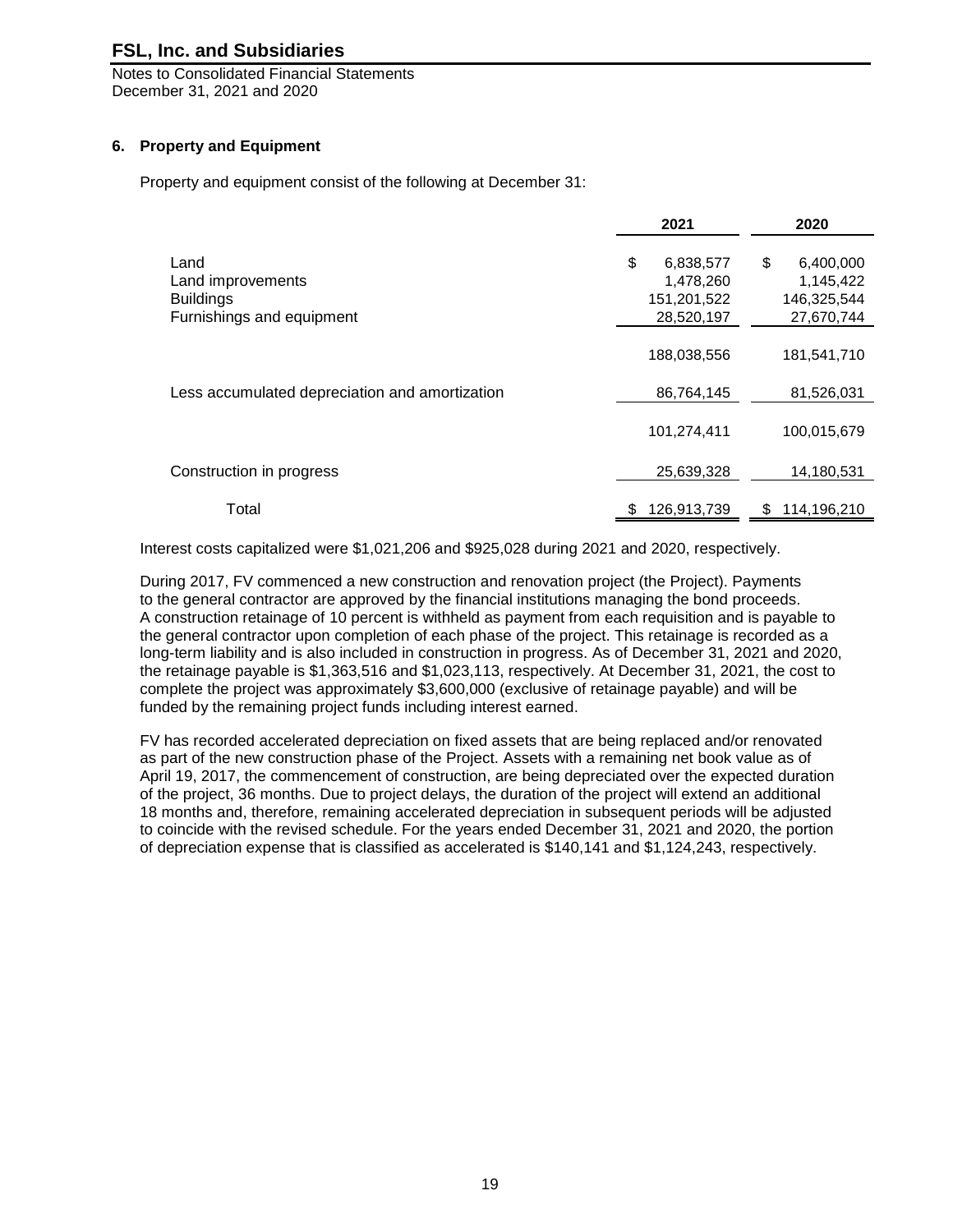### 6. Property and Equipment

Property and equipment consist of the following at December 31:

| | 2021 | 2020 |
|---|---|---|
| Land | $ 6,838,577 | $ 6,400,000 |
| Land improvements | 1,478,260 | 1,145,422 |
| Buildings | 151,201,522 | 146,325,544 |
| Furnishings and equipment | 28,520,197 | 27,670,744 |
| | 188,038,556 | 181,541,710 |
| Less accumulated depreciation and amortization | 86,764,145 | 81,526,031 |
| | 101,274,411 | 100,015,679 |
| Construction in progress | 25,639,328 | 14,180,531 |
| Total | $ 126,913,739 | $ 114,196,210 |

Interest costs capitalized were $1,021,206 and $925,028 during 2021 and 2020, respectively.

During 2017, FV commenced a new construction and renovation project (the Project). Payments to the general contractor are approved by the financial institutions managing the bond proceeds. A construction retainage of 10 percent is withheld as payment from each requisition and is payable to the general contractor upon completion of each phase of the project. This retainage is recorded as a long-term liability and is also included in construction in progress. As of December 31, 2021 and 2020, the retainage payable is $1,363,516 and $1,023,113, respectively. At December 31, 2021, the cost to complete the project was approximately $3,600,000 (exclusive of retainage payable) and will be funded by the remaining project funds including interest earned.

FV has recorded accelerated depreciation on fixed assets that are being replaced and/or renovated as part of the new construction phase of the Project. Assets with a remaining net book value as of April 19, 2017, the commencement of construction, are being depreciated over the expected duration of the project, 36 months. Due to project delays, the duration of the project will extend an additional 18 months and, therefore, remaining accelerated depreciation in subsequent periods will be adjusted to coincide with the revised schedule. For the years ended December 31, 2021 and 2020, the portion of depreciation expense that is classified as accelerated is $140,141 and $1,124,243, respectively.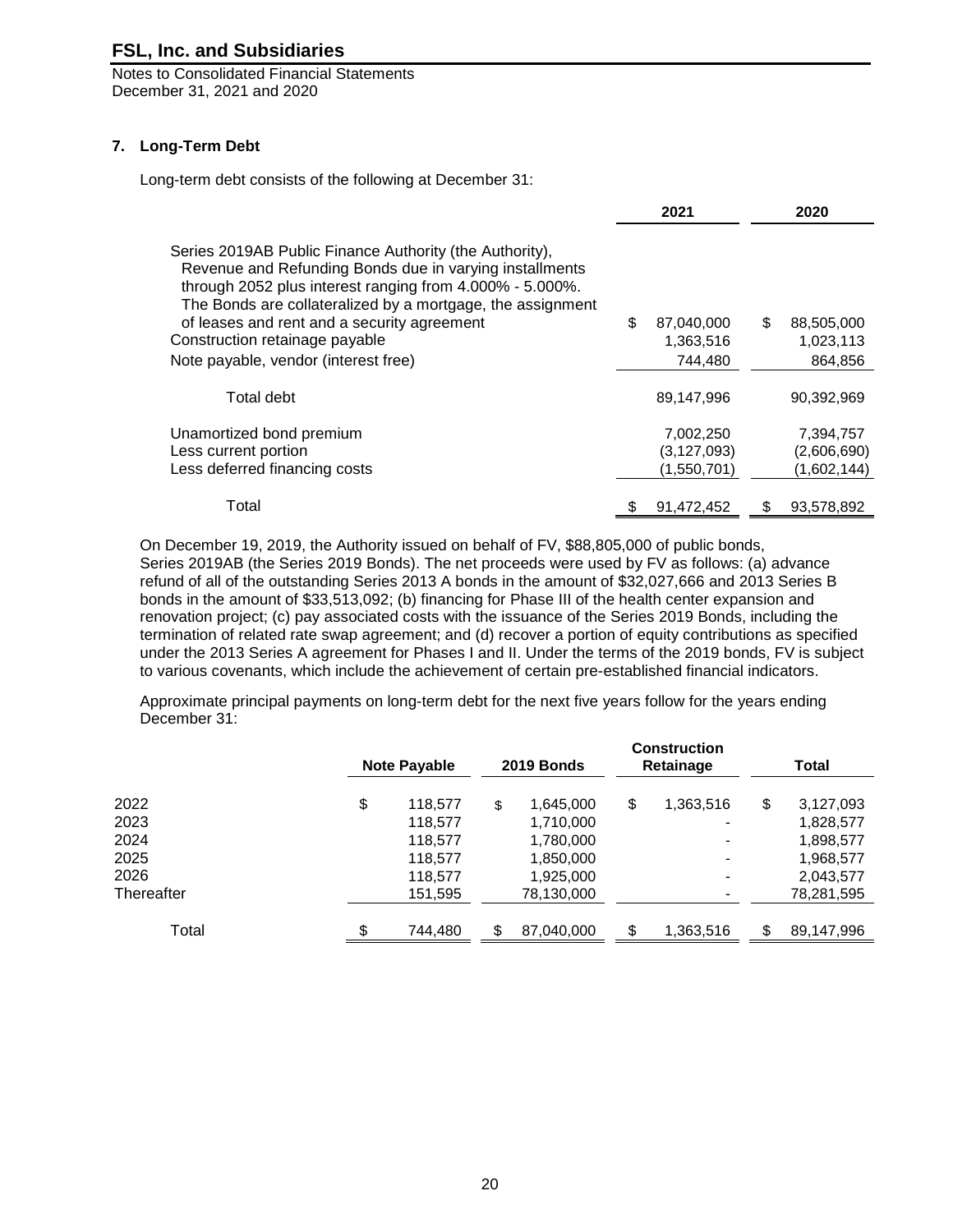## 7. Long-Term Debt

Long-term debt consists of the following at December 31:

| | 2021 | 2020 |
|---|---|---|
| Series 2019AB Public Finance Authority (the Authority), Revenue and Refunding Bonds due in varying installments through 2052 plus interest ranging from 4.000% - 5.000%. The Bonds are collateralized by a mortgage, the assignment of leases and rent and a security agreement | $ 87,040,000 | $ 88,505,000 |
| Construction retainage payable | 1,363,516 | 1,023,113 |
| Note payable, vendor (interest free) | 744,480 | 864,856 |
| Total debt | 89,147,996 | 90,392,969 |
| Unamortized bond premium | 7,002,250 | 7,394,757 |
| Less current portion | (3,127,093) | (2,606,690) |
| Less deferred financing costs | (1,550,701) | (1,602,144) |
| Total | $ 91,472,452 | $ 93,578,892 |

On December 19, 2019, the Authority issued on behalf of FV, $88,805,000 of public bonds, Series 2019AB (the Series 2019 Bonds). The net proceeds were used by FV as follows: (a) advance refund of all of the outstanding Series 2013 A bonds in the amount of $32,027,666 and 2013 Series B bonds in the amount of $33,513,092; (b) financing for Phase III of the health center expansion and renovation project; (c) pay associated costs with the issuance of the Series 2019 Bonds, including the termination of related rate swap agreement; and (d) recover a portion of equity contributions as specified under the 2013 Series A agreement for Phases I and II. Under the terms of the 2019 bonds, FV is subject to various covenants, which include the achievement of certain pre-established financial indicators.

Approximate principal payments on long-term debt for the next five years follow for the years ending December 31:

| | Note Payable | 2019 Bonds | Construction Retainage | Total |
|---|---|---|---|---|
| 2022 | $ 118,577 | $ 1,645,000 | $ 1,363,516 | $ 3,127,093 |
| 2023 | 118,577 | 1,710,000 | - | 1,828,577 |
| 2024 | 118,577 | 1,780,000 | - | 1,898,577 |
| 2025 | 118,577 | 1,850,000 | - | 1,968,577 |
| 2026 | 118,577 | 1,925,000 | - | 2,043,577 |
| Thereafter | 151,595 | 78,130,000 | - | 78,281,595 |
| Total | $ 744,480 | $ 87,040,000 | $ 1,363,516 | $ 89,147,996 |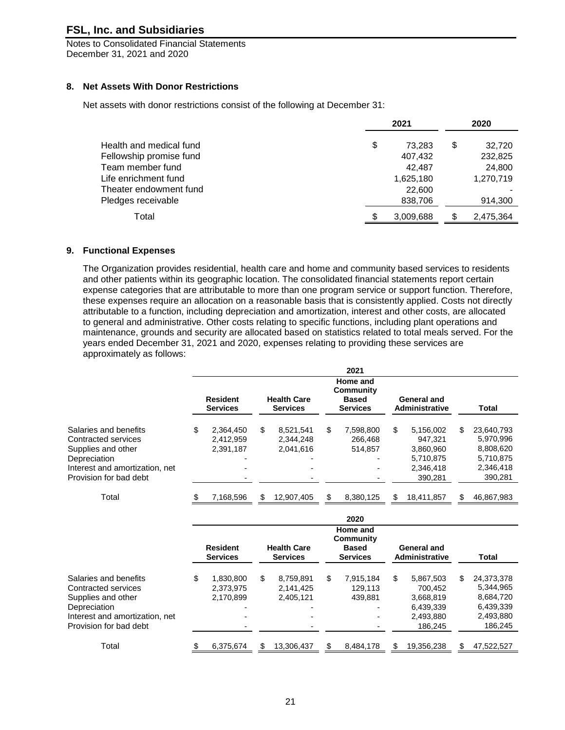## 8. Net Assets With Donor Restrictions

Net assets with donor restrictions consist of the following at December 31:

| | 2021 | 2020 |
|---|---|---|
| Health and medical fund | $ 73,283 | $ 32,720 |
| Fellowship promise fund | 407,432 | 232,825 |
| Team member fund | 42,487 | 24,800 |
| Life enrichment fund | 1,625,180 | 1,270,719 |
| Theater endowment fund | 22,600 | - |
| Pledges receivable | 838,706 | 914,300 |
| Total | $ 3,009,688 | $ 2,475,364 |

## 9. Functional Expenses

The Organization provides residential, health care and home and community based services to residents and other patients within its geographic location. The consolidated financial statements report certain expense categories that are attributable to more than one program service or support function. Therefore, these expenses require an allocation on a reasonable basis that is consistently applied. Costs not directly attributable to a function, including depreciation and amortization, interest and other costs, are allocated to general and administrative. Other costs relating to specific functions, including plant operations and maintenance, grounds and security are allocated based on statistics related to total meals served. For the years ended December 31, 2021 and 2020, expenses relating to providing these services are approximately as follows:

| 2021 | Resident Services | Health Care Services | Home and Community Based Services | General and Administrative | Total |
|---|---|---|---|---|---|
| Salaries and benefits | $ 2,364,450 | $ 8,521,541 | $ 7,598,800 | $ 5,156,002 | $ 23,640,793 |
| Contracted services | 2,412,959 | 2,344,248 | 266,468 | 947,321 | 5,970,996 |
| Supplies and other | 2,391,187 | 2,041,616 | 514,857 | 3,860,960 | 8,808,620 |
| Depreciation | - | - | - | 5,710,875 | 5,710,875 |
| Interest and amortization, net | - | - | - | 2,346,418 | 2,346,418 |
| Provision for bad debt | - | - | - | 390,281 | 390,281 |
| Total | $ 7,168,596 | $ 12,907,405 | $ 8,380,125 | $ 18,411,857 | $ 46,867,983 |

| 2020 | Resident Services | Health Care Services | Home and Community Based Services | General and Administrative | Total |
|---|---|---|---|---|---|
| Salaries and benefits | $ 1,830,800 | $ 8,759,891 | $ 7,915,184 | $ 5,867,503 | $ 24,373,378 |
| Contracted services | 2,373,975 | 2,141,425 | 129,113 | 700,452 | 5,344,965 |
| Supplies and other | 2,170,899 | 2,405,121 | 439,881 | 3,668,819 | 8,684,720 |
| Depreciation | - | - | - | 6,439,339 | 6,439,339 |
| Interest and amortization, net | - | - | - | 2,493,880 | 2,493,880 |
| Provision for bad debt | - | - | - | 186,245 | 186,245 |
| Total | $ 6,375,674 | $ 13,306,437 | $ 8,484,178 | $ 19,356,238 | $ 47,522,527 |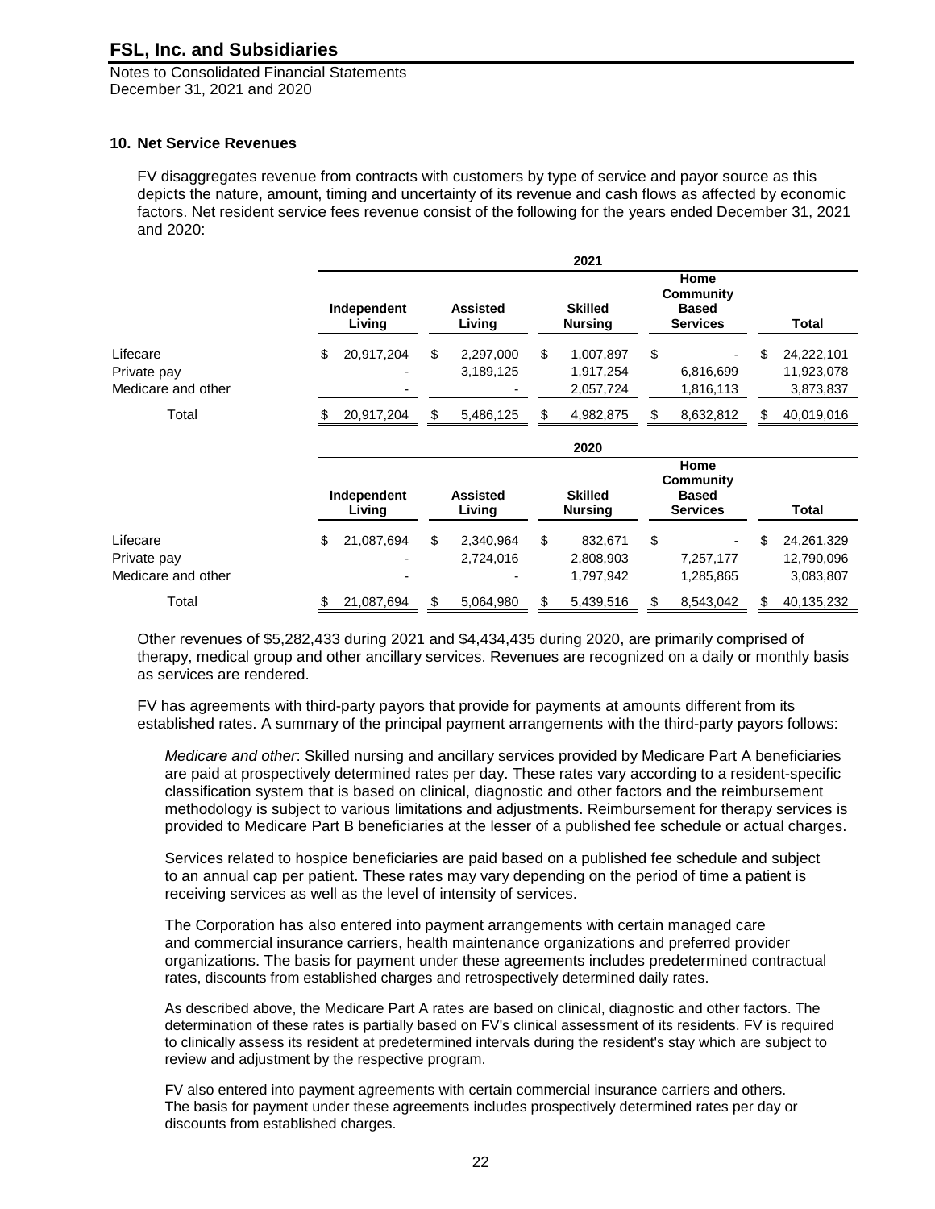## 10. Net Service Revenues

FV disaggregates revenue from contracts with customers by type of service and payor source as this depicts the nature, amount, timing and uncertainty of its revenue and cash flows as affected by economic factors. Net resident service fees revenue consist of the following for the years ended December 31, 2021 and 2020:

| | 2021 | | | | |
|---|---|---|---|---|---|
| | Independent Living | Assisted Living | Skilled Nursing | Home Community Based Services | Total |
| Lifecare | $ 20,917,204 | $ 2,297,000 | $ 1,007,897 | $ - | $ 24,222,101 |
| Private pay | - | 3,189,125 | 1,917,254 | 6,816,699 | 11,923,078 |
| Medicare and other | - | - | 2,057,724 | 1,816,113 | 3,873,837 |
| Total | $ 20,917,204 | $ 5,486,125 | $ 4,982,875 | $ 8,632,812 | $ 40,019,016 |

| | 2020 | | | | |
|---|---|---|---|---|---|
| | Independent Living | Assisted Living | Skilled Nursing | Home Community Based Services | Total |
| Lifecare | $ 21,087,694 | $ 2,340,964 | $ 832,671 | $ - | $ 24,261,329 |
| Private pay | - | 2,724,016 | 2,808,903 | 7,257,177 | 12,790,096 |
| Medicare and other | - | - | 1,797,942 | 1,285,865 | 3,083,807 |
| Total | $ 21,087,694 | $ 5,064,980 | $ 5,439,516 | $ 8,543,042 | $ 40,135,232 |

Other revenues of $5,282,433 during 2021 and $4,434,435 during 2020, are primarily comprised of therapy, medical group and other ancillary services. Revenues are recognized on a daily or monthly basis as services are rendered.

FV has agreements with third-party payors that provide for payments at amounts different from its established rates. A summary of the principal payment arrangements with the third-party payors follows:

*Medicare and other*: Skilled nursing and ancillary services provided by Medicare Part A beneficiaries are paid at prospectively determined rates per day. These rates vary according to a resident-specific classification system that is based on clinical, diagnostic and other factors and the reimbursement methodology is subject to various limitations and adjustments. Reimbursement for therapy services is provided to Medicare Part B beneficiaries at the lesser of a published fee schedule or actual charges.

Services related to hospice beneficiaries are paid based on a published fee schedule and subject to an annual cap per patient. These rates may vary depending on the period of time a patient is receiving services as well as the level of intensity of services.

The Corporation has also entered into payment arrangements with certain managed care and commercial insurance carriers, health maintenance organizations and preferred provider organizations. The basis for payment under these agreements includes predetermined contractual rates, discounts from established charges and retrospectively determined daily rates.

As described above, the Medicare Part A rates are based on clinical, diagnostic and other factors. The determination of these rates is partially based on FV's clinical assessment of its residents. FV is required to clinically assess its resident at predetermined intervals during the resident's stay which are subject to review and adjustment by the respective program.

FV also entered into payment agreements with certain commercial insurance carriers and others. The basis for payment under these agreements includes prospectively determined rates per day or discounts from established charges.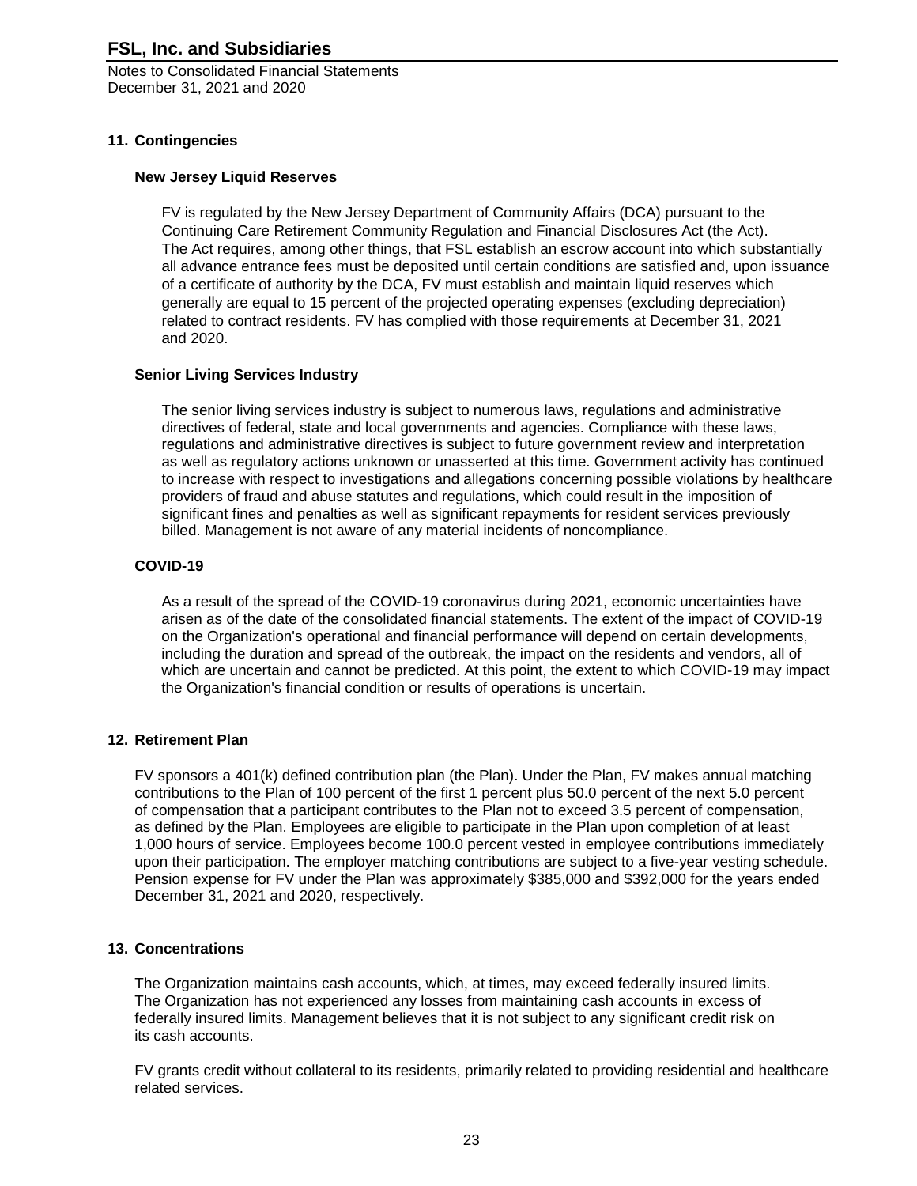## 11. Contingencies

### New Jersey Liquid Reserves

FV is regulated by the New Jersey Department of Community Affairs (DCA) pursuant to the Continuing Care Retirement Community Regulation and Financial Disclosures Act (the Act). The Act requires, among other things, that FSL establish an escrow account into which substantially all advance entrance fees must be deposited until certain conditions are satisfied and, upon issuance of a certificate of authority by the DCA, FV must establish and maintain liquid reserves which generally are equal to 15 percent of the projected operating expenses (excluding depreciation) related to contract residents. FV has complied with those requirements at December 31, 2021 and 2020.

### Senior Living Services Industry

The senior living services industry is subject to numerous laws, regulations and administrative directives of federal, state and local governments and agencies. Compliance with these laws, regulations and administrative directives is subject to future government review and interpretation as well as regulatory actions unknown or unasserted at this time. Government activity has continued to increase with respect to investigations and allegations concerning possible violations by healthcare providers of fraud and abuse statutes and regulations, which could result in the imposition of significant fines and penalties as well as significant repayments for resident services previously billed. Management is not aware of any material incidents of noncompliance.

### COVID-19

As a result of the spread of the COVID-19 coronavirus during 2021, economic uncertainties have arisen as of the date of the consolidated financial statements. The extent of the impact of COVID-19 on the Organization's operational and financial performance will depend on certain developments, including the duration and spread of the outbreak, the impact on the residents and vendors, all of which are uncertain and cannot be predicted. At this point, the extent to which COVID-19 may impact the Organization's financial condition or results of operations is uncertain.

## 12. Retirement Plan

FV sponsors a 401(k) defined contribution plan (the Plan). Under the Plan, FV makes annual matching contributions to the Plan of 100 percent of the first 1 percent plus 50.0 percent of the next 5.0 percent of compensation that a participant contributes to the Plan not to exceed 3.5 percent of compensation, as defined by the Plan. Employees are eligible to participate in the Plan upon completion of at least 1,000 hours of service. Employees become 100.0 percent vested in employee contributions immediately upon their participation. The employer matching contributions are subject to a five-year vesting schedule. Pension expense for FV under the Plan was approximately $385,000 and $392,000 for the years ended December 31, 2021 and 2020, respectively.

## 13. Concentrations

The Organization maintains cash accounts, which, at times, may exceed federally insured limits. The Organization has not experienced any losses from maintaining cash accounts in excess of federally insured limits. Management believes that it is not subject to any significant credit risk on its cash accounts.

FV grants credit without collateral to its residents, primarily related to providing residential and healthcare related services.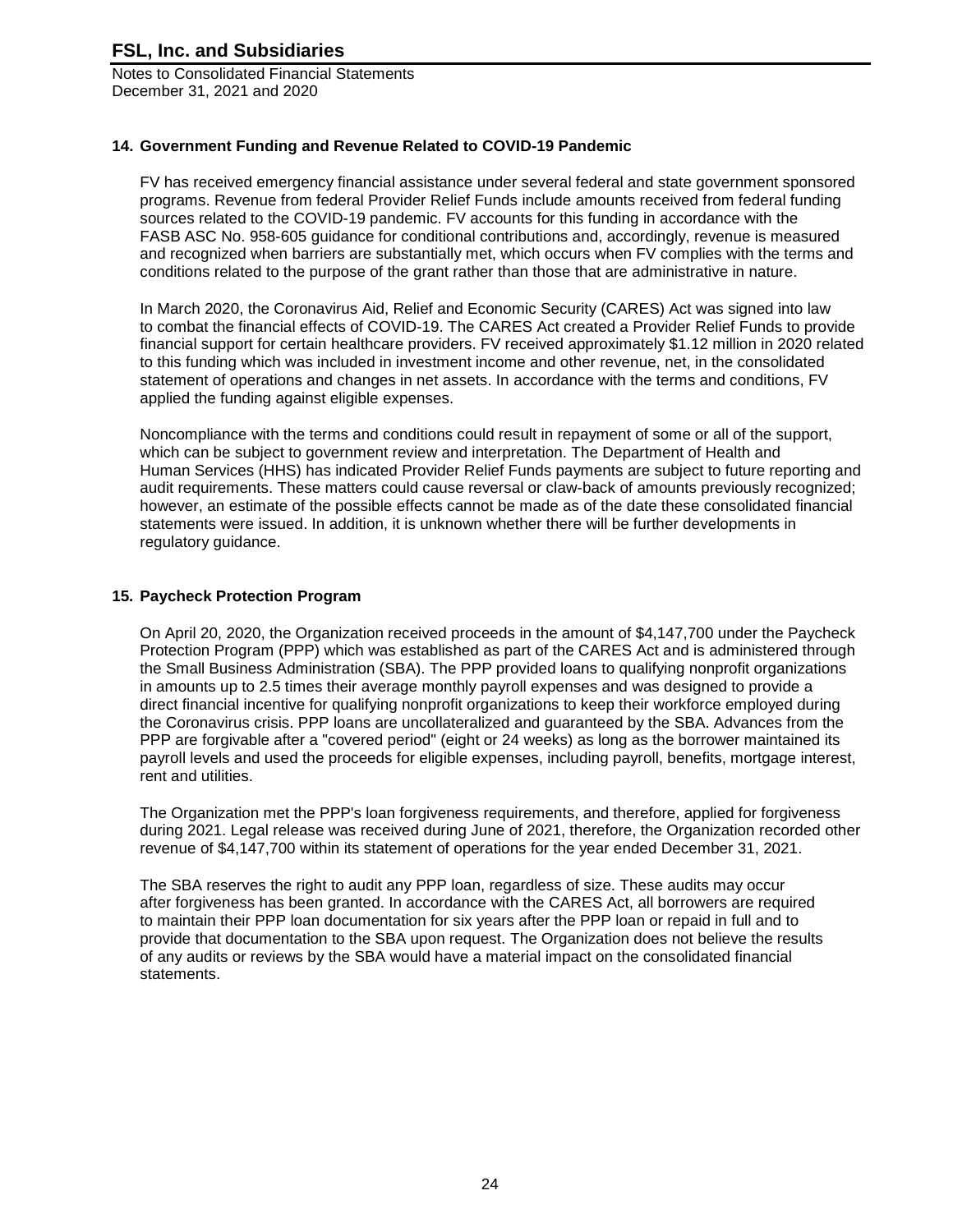## 14. Government Funding and Revenue Related to COVID-19 Pandemic

FV has received emergency financial assistance under several federal and state government sponsored programs. Revenue from federal Provider Relief Funds include amounts received from federal funding sources related to the COVID-19 pandemic. FV accounts for this funding in accordance with the FASB ASC No. 958-605 guidance for conditional contributions and, accordingly, revenue is measured and recognized when barriers are substantially met, which occurs when FV complies with the terms and conditions related to the purpose of the grant rather than those that are administrative in nature.

In March 2020, the Coronavirus Aid, Relief and Economic Security (CARES) Act was signed into law to combat the financial effects of COVID-19. The CARES Act created a Provider Relief Funds to provide financial support for certain healthcare providers. FV received approximately $1.12 million in 2020 related to this funding which was included in investment income and other revenue, net, in the consolidated statement of operations and changes in net assets. In accordance with the terms and conditions, FV applied the funding against eligible expenses.

Noncompliance with the terms and conditions could result in repayment of some or all of the support, which can be subject to government review and interpretation. The Department of Health and Human Services (HHS) has indicated Provider Relief Funds payments are subject to future reporting and audit requirements. These matters could cause reversal or claw-back of amounts previously recognized; however, an estimate of the possible effects cannot be made as of the date these consolidated financial statements were issued. In addition, it is unknown whether there will be further developments in regulatory guidance.

## 15. Paycheck Protection Program

On April 20, 2020, the Organization received proceeds in the amount of $4,147,700 under the Paycheck Protection Program (PPP) which was established as part of the CARES Act and is administered through the Small Business Administration (SBA). The PPP provided loans to qualifying nonprofit organizations in amounts up to 2.5 times their average monthly payroll expenses and was designed to provide a direct financial incentive for qualifying nonprofit organizations to keep their workforce employed during the Coronavirus crisis. PPP loans are uncollateralized and guaranteed by the SBA. Advances from the PPP are forgivable after a "covered period" (eight or 24 weeks) as long as the borrower maintained its payroll levels and used the proceeds for eligible expenses, including payroll, benefits, mortgage interest, rent and utilities.

The Organization met the PPP's loan forgiveness requirements, and therefore, applied for forgiveness during 2021. Legal release was received during June of 2021, therefore, the Organization recorded other revenue of $4,147,700 within its statement of operations for the year ended December 31, 2021.

The SBA reserves the right to audit any PPP loan, regardless of size. These audits may occur after forgiveness has been granted. In accordance with the CARES Act, all borrowers are required to maintain their PPP loan documentation for six years after the PPP loan or repaid in full and to provide that documentation to the SBA upon request. The Organization does not believe the results of any audits or reviews by the SBA would have a material impact on the consolidated financial statements.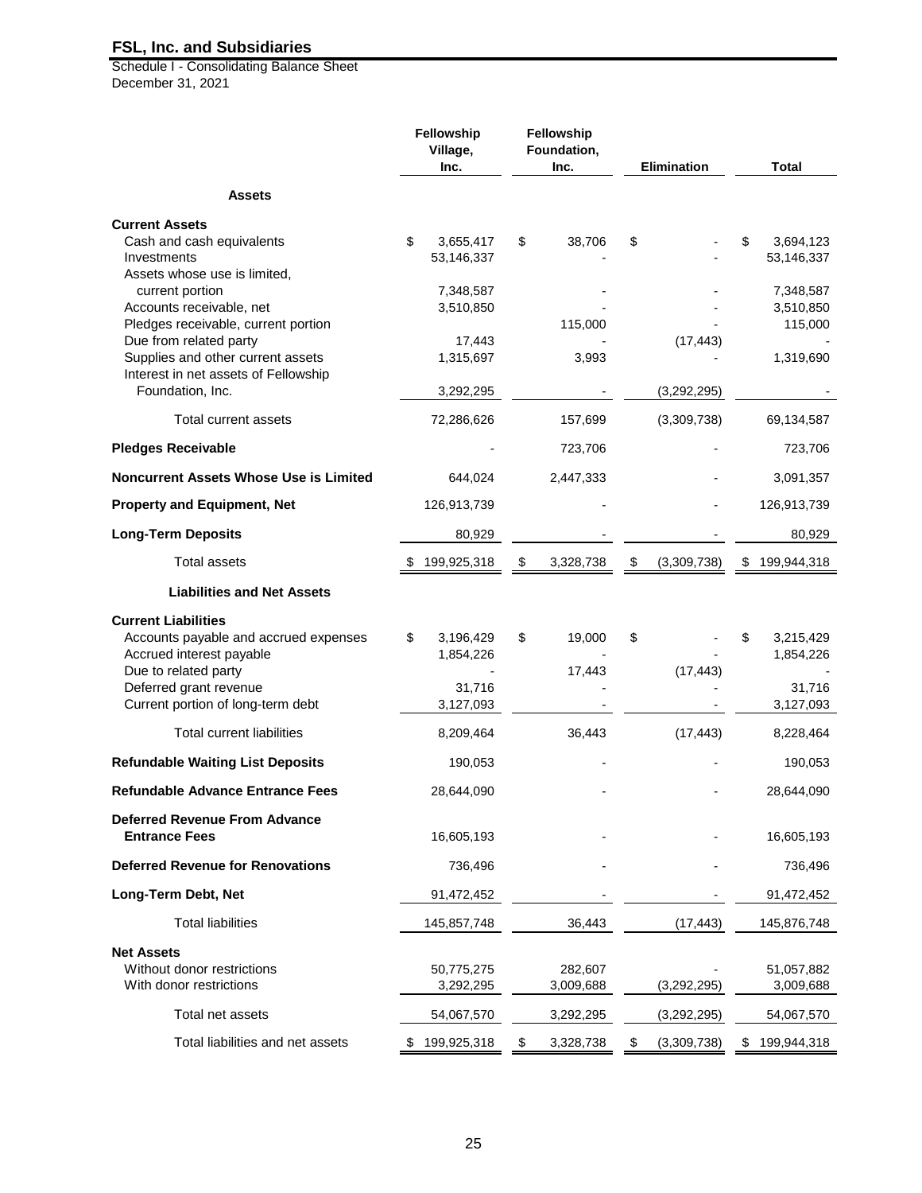# FSL, Inc. and Subsidiaries

Schedule I - Consolidating Balance Sheet
December 31, 2021

| | Fellowship Village, Inc. | Fellowship Foundation, Inc. | Elimination | Total |
|---|---|---|---|---|
| **Assets** | | | | |
| **Current Assets** | | | | |
| Cash and cash equivalents | $ 3,655,417 | $ 38,706 | $ - | $ 3,694,123 |
| Investments | 53,146,337 | - | - | 53,146,337 |
| Assets whose use is limited, current portion | 7,348,587 | - | - | 7,348,587 |
| Accounts receivable, net | 3,510,850 | - | - | 3,510,850 |
| Pledges receivable, current portion | | 115,000 | - | 115,000 |
| Due from related party | 17,443 | - | (17,443) | - |
| Supplies and other current assets | 1,315,697 | 3,993 | - | 1,319,690 |
| Interest in net assets of Fellowship Foundation, Inc. | 3,292,295 | - | (3,292,295) | - |
| Total current assets | 72,286,626 | 157,699 | (3,309,738) | 69,134,587 |
| **Pledges Receivable** | - | 723,706 | - | 723,706 |
| **Noncurrent Assets Whose Use is Limited** | 644,024 | 2,447,333 | - | 3,091,357 |
| **Property and Equipment, Net** | 126,913,739 | - | - | 126,913,739 |
| **Long-Term Deposits** | 80,929 | - | - | 80,929 |
| Total assets | $ 199,925,318 | $ 3,328,738 | $ (3,309,738) | $ 199,944,318 |
| **Liabilities and Net Assets** | | | | |
| **Current Liabilities** | | | | |
| Accounts payable and accrued expenses | $ 3,196,429 | $ 19,000 | $ - | $ 3,215,429 |
| Accrued interest payable | 1,854,226 | - | - | 1,854,226 |
| Due to related party | - | 17,443 | (17,443) | - |
| Deferred grant revenue | 31,716 | - | - | 31,716 |
| Current portion of long-term debt | 3,127,093 | - | - | 3,127,093 |
| Total current liabilities | 8,209,464 | 36,443 | (17,443) | 8,228,464 |
| **Refundable Waiting List Deposits** | 190,053 | - | - | 190,053 |
| **Refundable Advance Entrance Fees** | 28,644,090 | - | - | 28,644,090 |
| **Deferred Revenue From Advance Entrance Fees** | 16,605,193 | - | - | 16,605,193 |
| **Deferred Revenue for Renovations** | 736,496 | - | - | 736,496 |
| **Long-Term Debt, Net** | 91,472,452 | - | - | 91,472,452 |
| Total liabilities | 145,857,748 | 36,443 | (17,443) | 145,876,748 |
| **Net Assets** | | | | |
| Without donor restrictions | 50,775,275 | 282,607 | - | 51,057,882 |
| With donor restrictions | 3,292,295 | 3,009,688 | (3,292,295) | 3,009,688 |
| Total net assets | 54,067,570 | 3,292,295 | (3,292,295) | 54,067,570 |
| Total liabilities and net assets | $ 199,925,318 | $ 3,328,738 | $ (3,309,738) | $ 199,944,318 |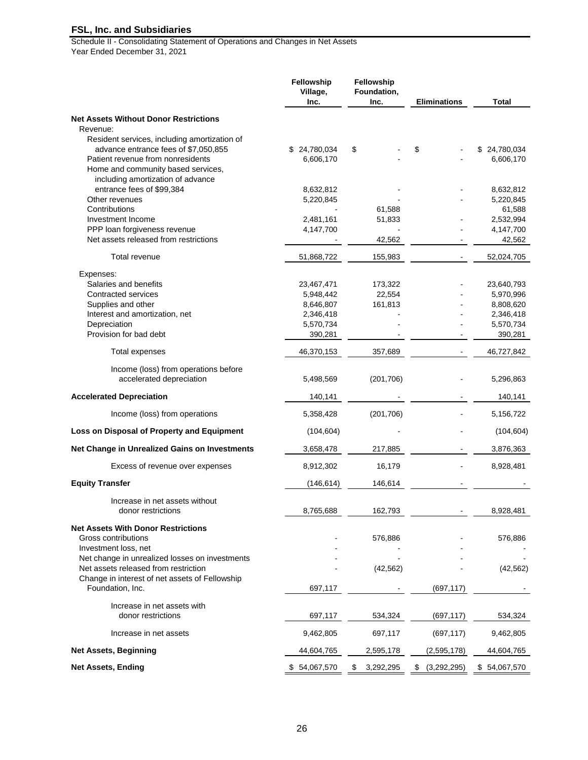# FSL, Inc. and Subsidiaries

Schedule II - Consolidating Statement of Operations and Changes in Net Assets
Year Ended December 31, 2021

| | Fellowship Village, Inc. | Fellowship Foundation, Inc. | Eliminations | Total |
|---|---|---|---|---|
| **Net Assets Without Donor Restrictions** | | | | |
| Revenue: | | | | |
| Resident services, including amortization of advance entrance fees of $7,050,855 | $ 24,780,034 | $ - | $ - | $ 24,780,034 |
| Patient revenue from nonresidents | 6,606,170 | - | - | 6,606,170 |
| Home and community based services, including amortization of advance entrance fees of $99,384 | 8,632,812 | - | - | 8,632,812 |
| Other revenues | 5,220,845 | - | - | 5,220,845 |
| Contributions | - | 61,588 | - | 61,588 |
| Investment Income | 2,481,161 | 51,833 | - | 2,532,994 |
| PPP loan forgiveness revenue | 4,147,700 | - | - | 4,147,700 |
| Net assets released from restrictions | - | 42,562 | - | 42,562 |
| Total revenue | 51,868,722 | 155,983 | - | 52,024,705 |
| Expenses: | | | | |
| Salaries and benefits | 23,467,471 | 173,322 | - | 23,640,793 |
| Contracted services | 5,948,442 | 22,554 | - | 5,970,996 |
| Supplies and other | 8,646,807 | 161,813 | - | 8,808,620 |
| Interest and amortization, net | 2,346,418 | - | - | 2,346,418 |
| Depreciation | 5,570,734 | - | - | 5,570,734 |
| Provision for bad debt | 390,281 | - | - | 390,281 |
| Total expenses | 46,370,153 | 357,689 | - | 46,727,842 |
| Income (loss) from operations before accelerated depreciation | 5,498,569 | (201,706) | - | 5,296,863 |
| **Accelerated Depreciation** | 140,141 | - | - | 140,141 |
| Income (loss) from operations | 5,358,428 | (201,706) | - | 5,156,722 |
| **Loss on Disposal of Property and Equipment** | (104,604) | - | - | (104,604) |
| **Net Change in Unrealized Gains on Investments** | 3,658,478 | 217,885 | - | 3,876,363 |
| Excess of revenue over expenses | 8,912,302 | 16,179 | - | 8,928,481 |
| **Equity Transfer** | (146,614) | 146,614 | - | - |
| Increase in net assets without donor restrictions | 8,765,688 | 162,793 | - | 8,928,481 |
| **Net Assets With Donor Restrictions** | | | | |
| Gross contributions | - | 576,886 | - | 576,886 |
| Investment loss, net | - | - | - | - |
| Net change in unrealized losses on investments | - | - | - | - |
| Net assets released from restriction | - | (42,562) | - | (42,562) |
| Change in interest of net assets of Fellowship Foundation, Inc. | 697,117 | - | (697,117) | - |
| Increase in net assets with donor restrictions | 697,117 | 534,324 | (697,117) | 534,324 |
| Increase in net assets | 9,462,805 | 697,117 | (697,117) | 9,462,805 |
| **Net Assets, Beginning** | 44,604,765 | 2,595,178 | (2,595,178) | 44,604,765 |
| **Net Assets, Ending** | $ 54,067,570 | $ 3,292,295 | $ (3,292,295) | $ 54,067,570 |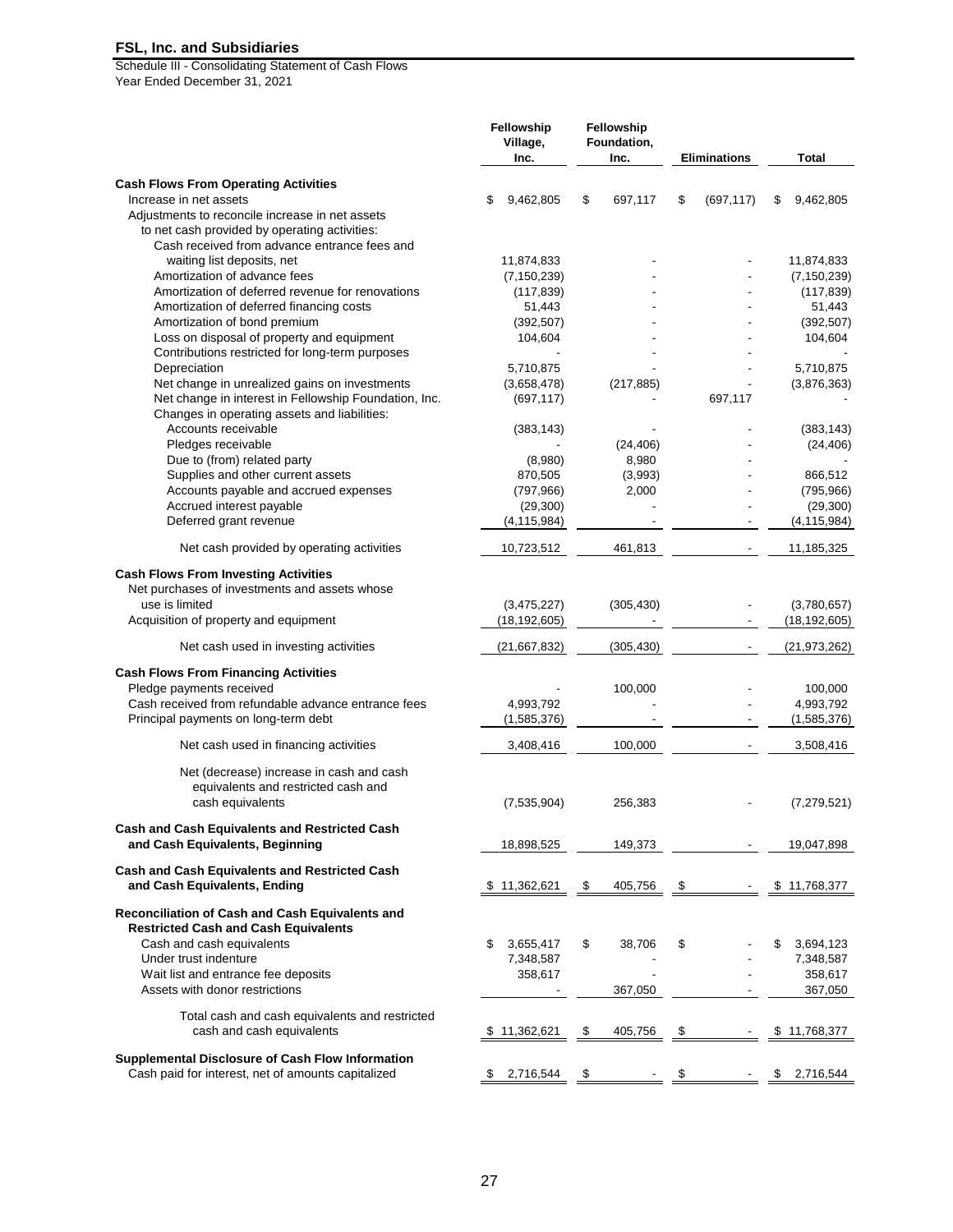## FSL, Inc. and Subsidiaries

Schedule III - Consolidating Statement of Cash Flows
Year Ended December 31, 2021

| | Fellowship Village, Inc. | Fellowship Foundation, Inc. | Eliminations | Total |
|---|---|---|---|---|
| **Cash Flows From Operating Activities** | | | | |
| Increase in net assets | $ 9,462,805 | $ 697,117 | $ (697,117) | $ 9,462,805 |
| Adjustments to reconcile increase in net assets to net cash provided by operating activities: | | | | |
| Cash received from advance entrance fees and waiting list deposits, net | 11,874,833 | - | - | 11,874,833 |
| Amortization of advance fees | (7,150,239) | - | - | (7,150,239) |
| Amortization of deferred revenue for renovations | (117,839) | - | - | (117,839) |
| Amortization of deferred financing costs | 51,443 | - | - | 51,443 |
| Amortization of bond premium | (392,507) | - | - | (392,507) |
| Loss on disposal of property and equipment | 104,604 | - | - | 104,604 |
| Contributions restricted for long-term purposes | - | - | - | - |
| Depreciation | 5,710,875 | - | - | 5,710,875 |
| Net change in unrealized gains on investments | (3,658,478) | (217,885) | - | (3,876,363) |
| Net change in interest in Fellowship Foundation, Inc. | (697,117) | - | 697,117 | - |
| Changes in operating assets and liabilities: | | | | |
| Accounts receivable | (383,143) | - | - | (383,143) |
| Pledges receivable | - | (24,406) | - | (24,406) |
| Due to (from) related party | (8,980) | 8,980 | - | - |
| Supplies and other current assets | 870,505 | (3,993) | - | 866,512 |
| Accounts payable and accrued expenses | (797,966) | 2,000 | - | (795,966) |
| Accrued interest payable | (29,300) | - | - | (29,300) |
| Deferred grant revenue | (4,115,984) | - | - | (4,115,984) |
| Net cash provided by operating activities | 10,723,512 | 461,813 | - | 11,185,325 |
| **Cash Flows From Investing Activities** | | | | |
| Net purchases of investments and assets whose use is limited | (3,475,227) | (305,430) | - | (3,780,657) |
| Acquisition of property and equipment | (18,192,605) | - | - | (18,192,605) |
| Net cash used in investing activities | (21,667,832) | (305,430) | - | (21,973,262) |
| **Cash Flows From Financing Activities** | | | | |
| Pledge payments received | - | 100,000 | - | 100,000 |
| Cash received from refundable advance entrance fees | 4,993,792 | - | - | 4,993,792 |
| Principal payments on long-term debt | (1,585,376) | - | - | (1,585,376) |
| Net cash used in financing activities | 3,408,416 | 100,000 | - | 3,508,416 |
| Net (decrease) increase in cash and cash equivalents and restricted cash and cash equivalents | (7,535,904) | 256,383 | - | (7,279,521) |
| **Cash and Cash Equivalents and Restricted Cash and Cash Equivalents, Beginning** | 18,898,525 | 149,373 | - | 19,047,898 |
| **Cash and Cash Equivalents and Restricted Cash and Cash Equivalents, Ending** | $ 11,362,621 | $ 405,756 | $ - | $ 11,768,377 |
| **Reconciliation of Cash and Cash Equivalents and Restricted Cash and Cash Equivalents** | | | | |
| Cash and cash equivalents | $ 3,655,417 | $ 38,706 | $ - | $ 3,694,123 |
| Under trust indenture | 7,348,587 | - | - | 7,348,587 |
| Wait list and entrance fee deposits | 358,617 | - | - | 358,617 |
| Assets with donor restrictions | - | 367,050 | - | 367,050 |
| Total cash and cash equivalents and restricted cash and cash equivalents | $ 11,362,621 | $ 405,756 | $ - | $ 11,768,377 |
| **Supplemental Disclosure of Cash Flow Information** | | | | |
| Cash paid for interest, net of amounts capitalized | $ 2,716,544 | $ - | $ - | $ 2,716,544 |